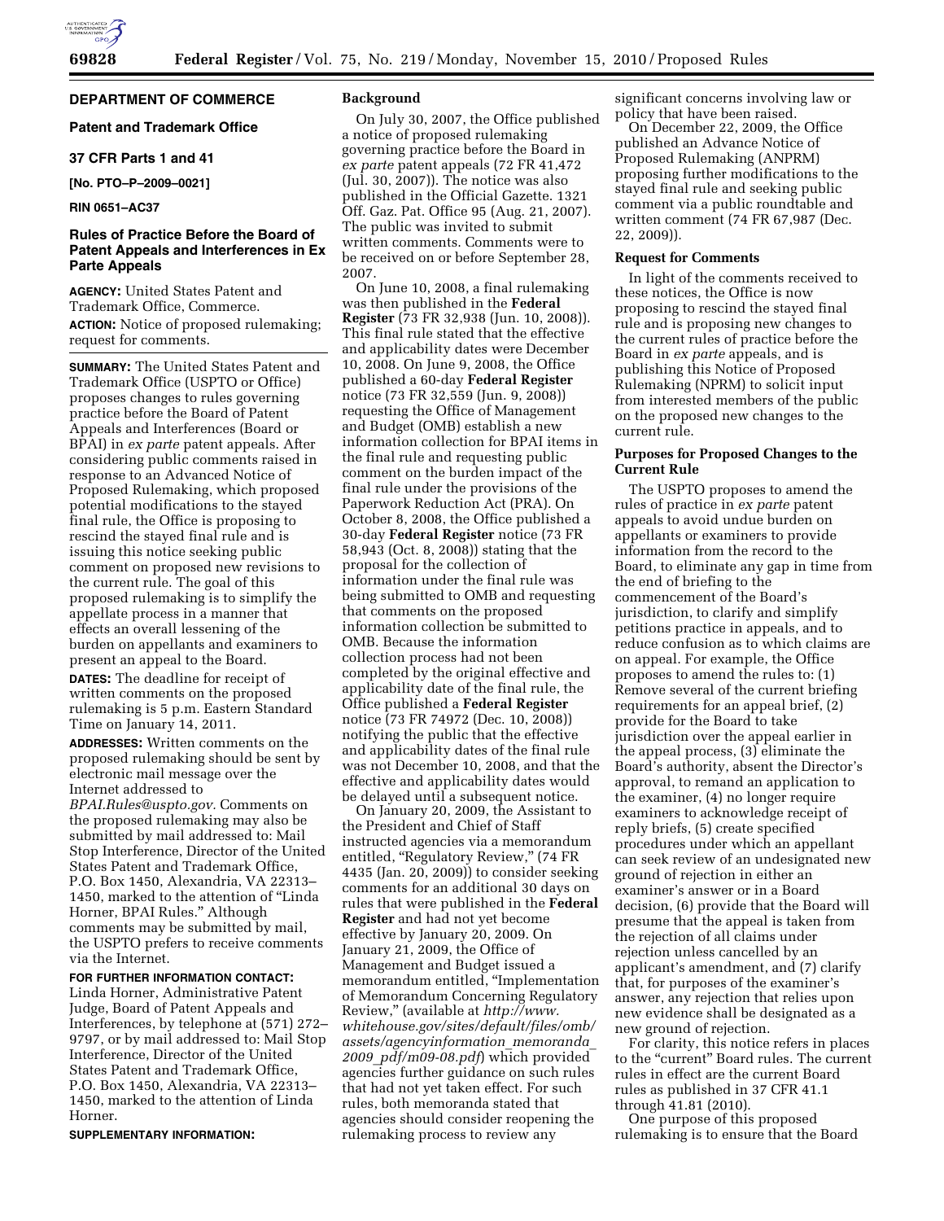## DEPARTMENT OF COMMERCE

### Patent and Trademark Office

### 37 CFR Parts 1 and 41

**[No. PTO–P–2009–0021]**

**RIN 0651–AC37**

# Rules of Practice Before the Board of Patent Appeals and Interferences in Ex Parte Appeals

**AGENCY:** United States Patent and Trademark Office, Commerce.

**ACTION:** Notice of proposed rulemaking; request for comments.

**SUMMARY:** The United States Patent and Trademark Office (USPTO or Office) proposes changes to rules governing practice before the Board of Patent Appeals and Interferences (Board or BPAI) in *ex parte* patent appeals. After considering public comments raised in response to an Advanced Notice of Proposed Rulemaking, which proposed potential modifications to the stayed final rule, the Office is proposing to rescind the stayed final rule and is issuing this notice seeking public comment on proposed new revisions to the current rule. The goal of this proposed rulemaking is to simplify the appellate process in a manner that effects an overall lessening of the burden on appellants and examiners to present an appeal to the Board.

**DATES:** The deadline for receipt of written comments on the proposed rulemaking is 5 p.m. Eastern Standard Time on January 14, 2011.

**ADDRESSES:** Written comments on the proposed rulemaking should be sent by electronic mail message over the Internet addressed to *BPAI.Rules@uspto.gov.* Comments on the proposed rulemaking may also be submitted by mail addressed to: Mail Stop Interference, Director of the United States Patent and Trademark Office, P.O. Box 1450, Alexandria, VA 22313–1450, marked to the attention of "Linda Horner, BPAI Rules." Although comments may be submitted by mail, the USPTO prefers to receive comments via the Internet.

**FOR FURTHER INFORMATION CONTACT:** Linda Horner, Administrative Patent Judge, Board of Patent Appeals and Interferences, by telephone at (571) 272–9797, or by mail addressed to: Mail Stop Interference, Director of the United States Patent and Trademark Office, P.O. Box 1450, Alexandria, VA 22313–1450, marked to the attention of Linda Horner.

**SUPPLEMENTARY INFORMATION:**

## Background

On July 30, 2007, the Office published a notice of proposed rulemaking governing practice before the Board in *ex parte* patent appeals (72 FR 41,472 (Jul. 30, 2007)). The notice was also published in the Official Gazette. 1321 Off. Gaz. Pat. Office 95 (Aug. 21, 2007). The public was invited to submit written comments. Comments were to be received on or before September 28, 2007.

On June 10, 2008, a final rulemaking was then published in the **Federal Register** (73 FR 32,938 (Jun. 10, 2008)). This final rule stated that the effective and applicability dates were December 10, 2008. On June 9, 2008, the Office published a 60-day **Federal Register** notice (73 FR 32,559 (Jun. 9, 2008)) requesting the Office of Management and Budget (OMB) establish a new information collection for BPAI items in the final rule and requesting public comment on the burden impact of the final rule under the provisions of the Paperwork Reduction Act (PRA). On October 8, 2008, the Office published a 30-day **Federal Register** notice (73 FR 58,943 (Oct. 8, 2008)) stating that the proposal for the collection of information under the final rule was being submitted to OMB and requesting that comments on the proposed information collection be submitted to OMB. Because the information collection process had not been completed by the original effective and applicability date of the final rule, the Office published a **Federal Register** notice (73 FR 74972 (Dec. 10, 2008)) notifying the public that the effective and applicability dates of the final rule was not December 10, 2008, and that the effective and applicability dates would be delayed until a subsequent notice.

On January 20, 2009, the Assistant to the President and Chief of Staff instructed agencies via a memorandum entitled, "Regulatory Review," (74 FR 4435 (Jan. 20, 2009)) to consider seeking comments for an additional 30 days on rules that were published in the **Federal Register** and had not yet become effective by January 20, 2009. On January 21, 2009, the Office of Management and Budget issued a memorandum entitled, "Implementation of Memorandum Concerning Regulatory Review," (available at *http://www.whitehouse.gov/sites/default/files/omb/assets/agencyinformation_memoranda_2009_pdf/m09-08.pdf*) which provided agencies further guidance on such rules that had not yet taken effect. For such rules, both memoranda stated that agencies should consider reopening the rulemaking process to review any significant concerns involving law or policy that have been raised.

On December 22, 2009, the Office published an Advance Notice of Proposed Rulemaking (ANPRM) proposing further modifications to the stayed final rule and seeking public comment via a public roundtable and written comment (74 FR 67,987 (Dec. 22, 2009)).

## Request for Comments

In light of the comments received to these notices, the Office is now proposing to rescind the stayed final rule and is proposing new changes to the current rules of practice before the Board in *ex parte* appeals, and is publishing this Notice of Proposed Rulemaking (NPRM) to solicit input from interested members of the public on the proposed new changes to the current rule.

## Purposes for Proposed Changes to the Current Rule

The USPTO proposes to amend the rules of practice in *ex parte* patent appeals to avoid undue burden on appellants or examiners to provide information from the record to the Board, to eliminate any gap in time from the end of briefing to the commencement of the Board's jurisdiction, to clarify and simplify petitions practice in appeals, and to reduce confusion as to which claims are on appeal. For example, the Office proposes to amend the rules to: (1) Remove several of the current briefing requirements for an appeal brief, (2) provide for the Board to take jurisdiction over the appeal earlier in the appeal process, (3) eliminate the Board's authority, absent the Director's approval, to remand an application to the examiner, (4) no longer require examiners to acknowledge receipt of reply briefs, (5) create specified procedures under which an appellant can seek review of an undesignated new ground of rejection in either an examiner's answer or in a Board decision, (6) provide that the Board will presume that the appeal is taken from the rejection of all claims under rejection unless cancelled by an applicant's amendment, and (7) clarify that, for purposes of the examiner's answer, any rejection that relies upon new evidence shall be designated as a new ground of rejection.

For clarity, this notice refers in places to the "current" Board rules. The current rules in effect are the current Board rules as published in 37 CFR 41.1 through 41.81 (2010).

One purpose of this proposed rulemaking is to ensure that the Board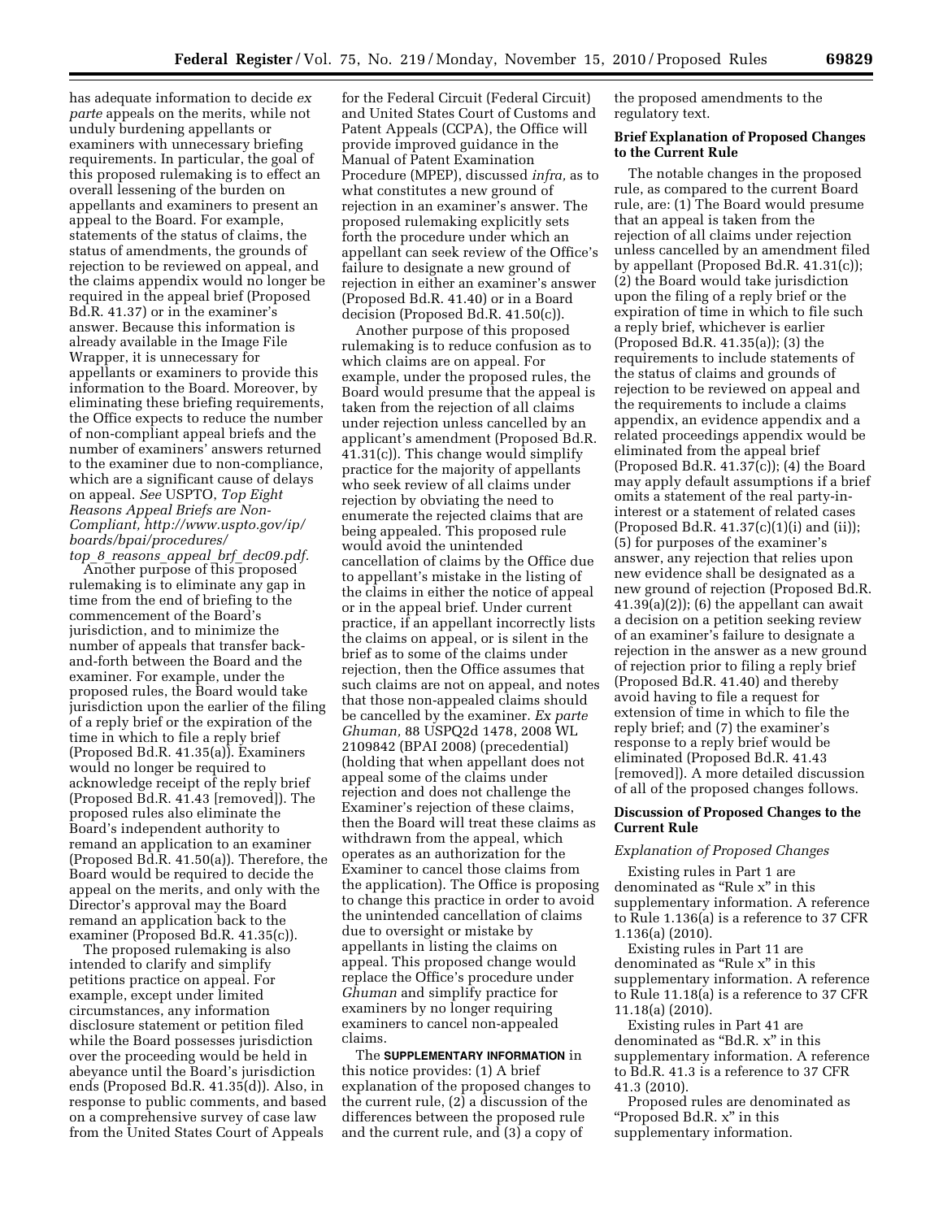has adequate information to decide *ex parte* appeals on the merits, while not unduly burdening appellants or examiners with unnecessary briefing requirements. In particular, the goal of this proposed rulemaking is to effect an overall lessening of the burden on appellants and examiners to present an appeal to the Board. For example, statements of the status of claims, the status of amendments, the grounds of rejection to be reviewed on appeal, and the claims appendix would no longer be required in the appeal brief (Proposed Bd.R. 41.37) or in the examiner's answer. Because this information is already available in the Image File Wrapper, it is unnecessary for appellants or examiners to provide this information to the Board. Moreover, by eliminating these briefing requirements, the Office expects to reduce the number of non-compliant appeal briefs and the number of examiners' answers returned to the examiner due to non-compliance, which are a significant cause of delays on appeal. *See* USPTO, *Top Eight Reasons Appeal Briefs are Non-Compliant, http://www.uspto.gov/ip/boards/bpai/procedures/top_8_reasons_appeal_brf_dec09.pdf.*

Another purpose of this proposed rulemaking is to eliminate any gap in time from the end of briefing to the commencement of the Board's jurisdiction, and to minimize the number of appeals that transfer back-and-forth between the Board and the examiner. For example, under the proposed rules, the Board would take jurisdiction upon the earlier of the filing of a reply brief or the expiration of the time in which to file a reply brief (Proposed Bd.R. 41.35(a)). Examiners would no longer be required to acknowledge receipt of the reply brief (Proposed Bd.R. 41.43 [removed]). The proposed rules also eliminate the Board's independent authority to remand an application to an examiner (Proposed Bd.R. 41.50(a)). Therefore, the Board would be required to decide the appeal on the merits, and only with the Director's approval may the Board remand an application back to the examiner (Proposed Bd.R. 41.35(c)).

The proposed rulemaking is also intended to clarify and simplify petitions practice on appeal. For example, except under limited circumstances, any information disclosure statement or petition filed while the Board possesses jurisdiction over the proceeding would be held in abeyance until the Board's jurisdiction ends (Proposed Bd.R. 41.35(d)). Also, in response to public comments, and based on a comprehensive survey of case law from the United States Court of Appeals for the Federal Circuit (Federal Circuit) and United States Court of Customs and Patent Appeals (CCPA), the Office will provide improved guidance in the Manual of Patent Examination Procedure (MPEP), discussed *infra,* as to what constitutes a new ground of rejection in an examiner's answer. The proposed rulemaking explicitly sets forth the procedure under which an appellant can seek review of the Office's failure to designate a new ground of rejection in either an examiner's answer (Proposed Bd.R. 41.40) or in a Board decision (Proposed Bd.R. 41.50(c)).

Another purpose of this proposed rulemaking is to reduce confusion as to which claims are on appeal. For example, under the proposed rules, the Board would presume that the appeal is taken from the rejection of all claims under rejection unless cancelled by an applicant's amendment (Proposed Bd.R. 41.31(c)). This change would simplify practice for the majority of appellants who seek review of all claims under rejection by obviating the need to enumerate the rejected claims that are being appealed. This proposed rule would avoid the unintended cancellation of claims by the Office due to appellant's mistake in the listing of the claims in either the notice of appeal or in the appeal brief. Under current practice, if an appellant incorrectly lists the claims on appeal, or is silent in the brief as to some of the claims under rejection, then the Office assumes that such claims are not on appeal, and notes that those non-appealed claims should be cancelled by the examiner. *Ex parte Ghuman,* 88 USPQ2d 1478, 2008 WL 2109842 (BPAI 2008) (precedential) (holding that when appellant does not appeal some of the claims under rejection and does not challenge the Examiner's rejection of these claims, then the Board will treat these claims as withdrawn from the appeal, which operates as an authorization for the Examiner to cancel those claims from the application). The Office is proposing to change this practice in order to avoid the unintended cancellation of claims due to oversight or mistake by appellants in listing the claims on appeal. This proposed change would replace the Office's procedure under *Ghuman* and simplify practice for examiners by no longer requiring examiners to cancel non-appealed claims.

The **SUPPLEMENTARY INFORMATION** in this notice provides: (1) A brief explanation of the proposed changes to the current rule, (2) a discussion of the differences between the proposed rule and the current rule, and (3) a copy of the proposed amendments to the regulatory text.

**Brief Explanation of Proposed Changes to the Current Rule**

The notable changes in the proposed rule, as compared to the current Board rule, are: (1) The Board would presume that an appeal is taken from the rejection of all claims under rejection unless cancelled by an amendment filed by appellant (Proposed Bd.R. 41.31(c)); (2) the Board would take jurisdiction upon the filing of a reply brief or the expiration of time in which to file such a reply brief, whichever is earlier (Proposed Bd.R. 41.35(a)); (3) the requirements to include statements of the status of claims and grounds of rejection to be reviewed on appeal and the requirements to include a claims appendix, an evidence appendix and a related proceedings appendix would be eliminated from the appeal brief (Proposed Bd.R. 41.37(c)); (4) the Board may apply default assumptions if a brief omits a statement of the real party-in-interest or a statement of related cases (Proposed Bd.R. 41.37(c)(1)(i) and (ii)); (5) for purposes of the examiner's answer, any rejection that relies upon new evidence shall be designated as a new ground of rejection (Proposed Bd.R. 41.39(a)(2)); (6) the appellant can await a decision on a petition seeking review of an examiner's failure to designate a rejection in the answer as a new ground of rejection prior to filing a reply brief (Proposed Bd.R. 41.40) and thereby avoid having to file a request for extension of time in which to file the reply brief; and (7) the examiner's response to a reply brief would be eliminated (Proposed Bd.R. 41.43 [removed]). A more detailed discussion of all of the proposed changes follows.

**Discussion of Proposed Changes to the Current Rule**

*Explanation of Proposed Changes*

Existing rules in Part 1 are denominated as "Rule x" in this supplementary information. A reference to Rule 1.136(a) is a reference to 37 CFR 1.136(a) (2010).

Existing rules in Part 11 are denominated as "Rule x" in this supplementary information. A reference to Rule 11.18(a) is a reference to 37 CFR 11.18(a) (2010).

Existing rules in Part 41 are denominated as "Bd.R. x" in this supplementary information. A reference to Bd.R. 41.3 is a reference to 37 CFR 41.3 (2010).

Proposed rules are denominated as "Proposed Bd.R. x" in this supplementary information.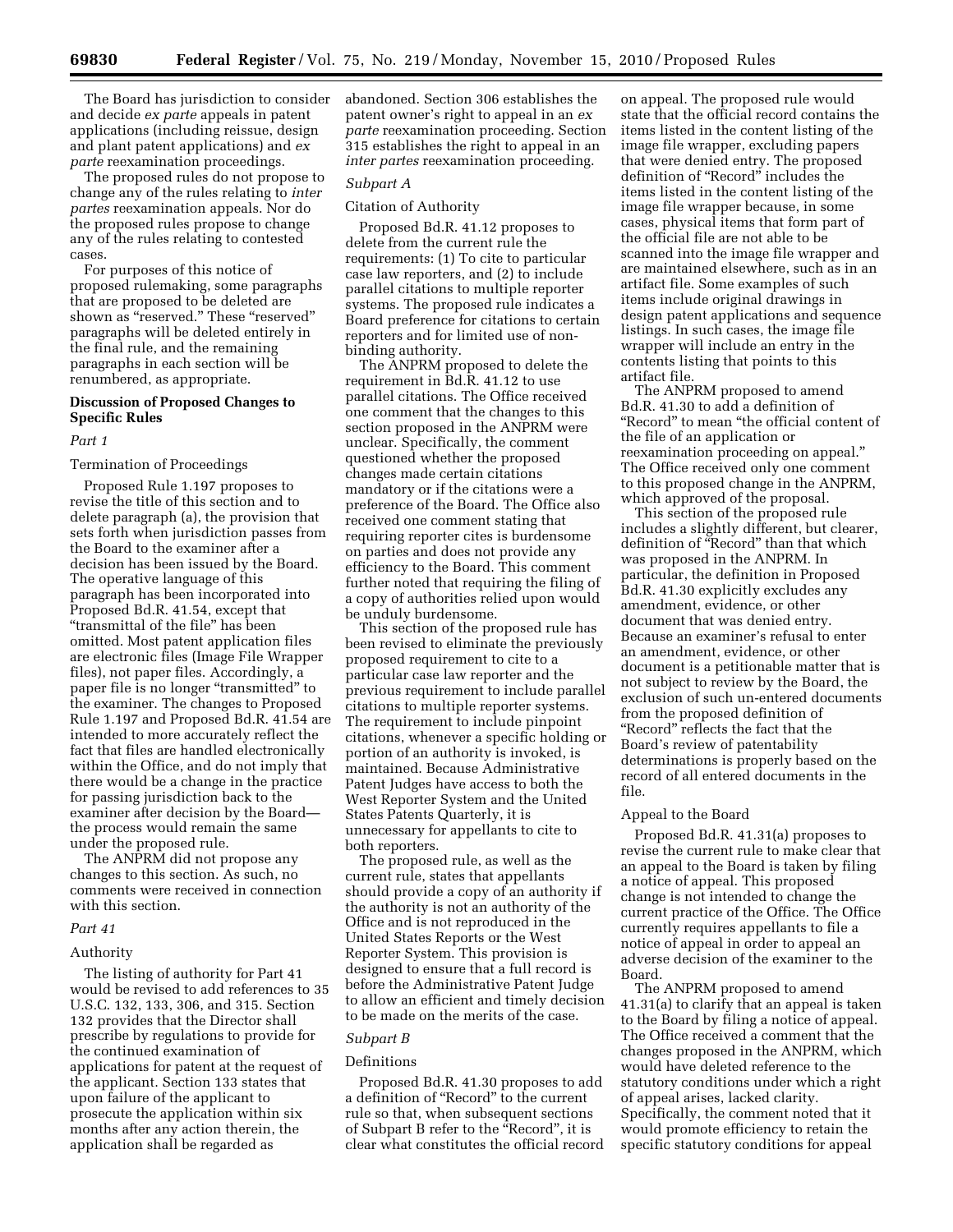The Board has jurisdiction to consider and decide *ex parte* appeals in patent applications (including reissue, design and plant patent applications) and *ex parte* reexamination proceedings.

The proposed rules do not propose to change any of the rules relating to *inter partes* reexamination appeals. Nor do the proposed rules propose to change any of the rules relating to contested cases.

For purposes of this notice of proposed rulemaking, some paragraphs that are proposed to be deleted are shown as "reserved." These "reserved" paragraphs will be deleted entirely in the final rule, and the remaining paragraphs in each section will be renumbered, as appropriate.

**Discussion of Proposed Changes to Specific Rules**

*Part 1*

Termination of Proceedings

Proposed Rule 1.197 proposes to revise the title of this section and to delete paragraph (a), the provision that sets forth when jurisdiction passes from the Board to the examiner after a decision has been issued by the Board. The operative language of this paragraph has been incorporated into Proposed Bd.R. 41.54, except that "transmittal of the file" has been omitted. Most patent application files are electronic files (Image File Wrapper files), not paper files. Accordingly, a paper file is no longer "transmitted" to the examiner. The changes to Proposed Rule 1.197 and Proposed Bd.R. 41.54 are intended to more accurately reflect the fact that files are handled electronically within the Office, and do not imply that there would be a change in the practice for passing jurisdiction back to the examiner after decision by the Board—the process would remain the same under the proposed rule.

The ANPRM did not propose any changes to this section. As such, no comments were received in connection with this section.

*Part 41*

Authority

The listing of authority for Part 41 would be revised to add references to 35 U.S.C. 132, 133, 306, and 315. Section 132 provides that the Director shall prescribe by regulations to provide for the continued examination of applications for patent at the request of the applicant. Section 133 states that upon failure of the applicant to prosecute the application within six months after any action therein, the application shall be regarded as abandoned. Section 306 establishes the patent owner's right to appeal in an *ex parte* reexamination proceeding. Section 315 establishes the right to appeal in an *inter partes* reexamination proceeding.

*Subpart A*

Citation of Authority

Proposed Bd.R. 41.12 proposes to delete from the current rule the requirements: (1) To cite to particular case law reporters, and (2) to include parallel citations to multiple reporter systems. The proposed rule indicates a Board preference for citations to certain reporters and for limited use of non-binding authority.

The ANPRM proposed to delete the requirement in Bd.R. 41.12 to use parallel citations. The Office received one comment that the changes to this section proposed in the ANPRM were unclear. Specifically, the comment questioned whether the proposed changes made certain citations mandatory or if the citations were a preference of the Board. The Office also received one comment stating that requiring reporter cites is burdensome on parties and does not provide any efficiency to the Board. This comment further noted that requiring the filing of a copy of authorities relied upon would be unduly burdensome.

This section of the proposed rule has been revised to eliminate the previously proposed requirement to cite to a particular case law reporter and the previous requirement to include parallel citations to multiple reporter systems. The requirement to include pinpoint citations, whenever a specific holding or portion of an authority is invoked, is maintained. Because Administrative Patent Judges have access to both the West Reporter System and the United States Patents Quarterly, it is unnecessary for appellants to cite to both reporters.

The proposed rule, as well as the current rule, states that appellants should provide a copy of an authority if the authority is not an authority of the Office and is not reproduced in the United States Reports or the West Reporter System. This provision is designed to ensure that a full record is before the Administrative Patent Judge to allow an efficient and timely decision to be made on the merits of the case.

*Subpart B*

Definitions

Proposed Bd.R. 41.30 proposes to add a definition of "Record" to the current rule so that, when subsequent sections of Subpart B refer to the "Record", it is clear what constitutes the official record on appeal. The proposed rule would state that the official record contains the items listed in the content listing of the image file wrapper, excluding papers that were denied entry. The proposed definition of "Record" includes the items listed in the content listing of the image file wrapper because, in some cases, physical items that form part of the official file are not able to be scanned into the image file wrapper and are maintained elsewhere, such as in an artifact file. Some examples of such items include original drawings in design patent applications and sequence listings. In such cases, the image file wrapper will include an entry in the contents listing that points to this artifact file.

The ANPRM proposed to amend Bd.R. 41.30 to add a definition of "Record" to mean "the official content of the file of an application or reexamination proceeding on appeal." The Office received only one comment to this proposed change in the ANPRM, which approved of the proposal.

This section of the proposed rule includes a slightly different, but clearer, definition of "Record" than that which was proposed in the ANPRM. In particular, the definition in Proposed Bd.R. 41.30 explicitly excludes any amendment, evidence, or other document that was denied entry. Because an examiner's refusal to enter an amendment, evidence, or other document is a petitionable matter that is not subject to review by the Board, the exclusion of such un-entered documents from the proposed definition of "Record" reflects the fact that the Board's review of patentability determinations is properly based on the record of all entered documents in the file.

Appeal to the Board

Proposed Bd.R. 41.31(a) proposes to revise the current rule to make clear that an appeal to the Board is taken by filing a notice of appeal. This proposed change is not intended to change the current practice of the Office. The Office currently requires appellants to file a notice of appeal in order to appeal an adverse decision of the examiner to the Board.

The ANPRM proposed to amend 41.31(a) to clarify that an appeal is taken to the Board by filing a notice of appeal. The Office received a comment that the changes proposed in the ANPRM, which would have deleted reference to the statutory conditions under which a right of appeal arises, lacked clarity. Specifically, the comment noted that it would promote efficiency to retain the specific statutory conditions for appeal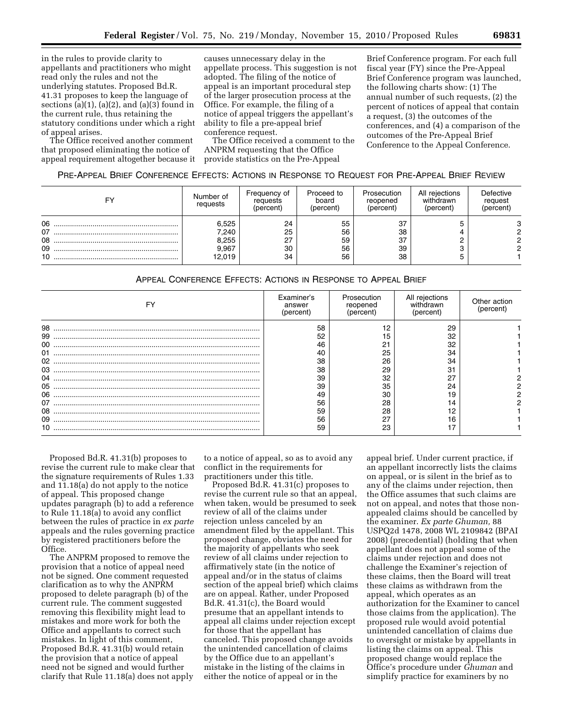in the rules to provide clarity to appellants and practitioners who might read only the rules and not the underlying statutes. Proposed Bd.R. 41.31 proposes to keep the language of sections (a)(1), (a)(2), and (a)(3) found in the current rule, thus retaining the statutory conditions under which a right of appeal arises.

The Office received another comment that proposed eliminating the notice of appeal requirement altogether because it causes unnecessary delay in the appellate process. This suggestion is not adopted. The filing of the notice of appeal is an important procedural step of the larger prosecution process at the Office. For example, the filing of a notice of appeal triggers the appellant's ability to file a pre-appeal brief conference request.

The Office received a comment to the ANPRM requesting that the Office provide statistics on the Pre-Appeal Brief Conference program. For each full fiscal year (FY) since the Pre-Appeal Brief Conference program was launched, the following charts show: (1) The annual number of such requests, (2) the percent of notices of appeal that contain a request, (3) the outcomes of the conferences, and (4) a comparison of the outcomes of the Pre-Appeal Brief Conference to the Appeal Conference.

PRE-APPEAL BRIEF CONFERENCE EFFECTS: ACTIONS IN RESPONSE TO REQUEST FOR PRE-APPEAL BRIEF REVIEW

| FY | Number of requests | Frequency of requests (percent) | Proceed to board (percent) | Prosecution reopened (percent) | All rejections withdrawn (percent) | Defective request (percent) |
|---|---|---|---|---|---|---|
| 06 | 6,525 | 24 | 55 | 37 | 5 | 3 |
| 07 | 7,240 | 25 | 56 | 38 | 4 | 2 |
| 08 | 8,255 | 27 | 59 | 37 | 2 | 2 |
| 09 | 9,967 | 30 | 56 | 39 | 3 | 2 |
| 10 | 12,019 | 34 | 56 | 38 | 5 | 1 |

APPEAL CONFERENCE EFFECTS: ACTIONS IN RESPONSE TO APPEAL BRIEF

| FY | Examiner's answer (percent) | Prosecution reopened (percent) | All rejections withdrawn (percent) | Other action (percent) |
|---|---|---|---|---|
| 98 | 58 | 12 | 29 | 1 |
| 99 | 52 | 15 | 32 | 1 |
| 00 | 46 | 21 | 32 | 1 |
| 01 | 40 | 25 | 34 | 1 |
| 02 | 38 | 26 | 34 | 1 |
| 03 | 38 | 29 | 31 | 1 |
| 04 | 39 | 32 | 27 | 2 |
| 05 | 39 | 35 | 24 | 2 |
| 06 | 49 | 30 | 19 | 2 |
| 07 | 56 | 28 | 14 | 2 |
| 08 | 59 | 28 | 12 | 1 |
| 09 | 56 | 27 | 16 | 1 |
| 10 | 59 | 23 | 17 | 1 |

Proposed Bd.R. 41.31(b) proposes to revise the current rule to make clear that the signature requirements of Rules 1.33 and 11.18(a) do not apply to the notice of appeal. This proposed change updates paragraph (b) to add a reference to Rule 11.18(a) to avoid any conflict between the rules of practice in *ex parte* appeals and the rules governing practice by registered practitioners before the Office.

The ANPRM proposed to remove the provision that a notice of appeal need not be signed. One comment requested clarification as to why the ANPRM proposed to delete paragraph (b) of the current rule. The comment suggested removing this flexibility might lead to mistakes and more work for both the Office and appellants to correct such mistakes. In light of this comment, Proposed Bd.R. 41.31(b) would retain the provision that a notice of appeal need not be signed and would further clarify that Rule 11.18(a) does not apply to a notice of appeal, so as to avoid any conflict in the requirements for practitioners under this title.

Proposed Bd.R. 41.31(c) proposes to revise the current rule so that an appeal, when taken, would be presumed to seek review of all of the claims under rejection unless canceled by an amendment filed by the appellant. This proposed change, obviates the need for the majority of appellants who seek review of all claims under rejection to affirmatively state (in the notice of appeal and/or in the status of claims section of the appeal brief) which claims are on appeal. Rather, under Proposed Bd.R. 41.31(c), the Board would presume that an appellant intends to appeal all claims under rejection except for those that the appellant has canceled. This proposed change avoids the unintended cancellation of claims by the Office due to an appellant's mistake in the listing of the claims in either the notice of appeal or in the appeal brief. Under current practice, if an appellant incorrectly lists the claims on appeal, or is silent in the brief as to any of the claims under rejection, then the Office assumes that such claims are not on appeal, and notes that those non-appealed claims should be cancelled by the examiner. *Ex parte Ghuman,* 88 USPQ2d 1478, 2008 WL 2109842 (BPAI 2008) (precedential) (holding that when appellant does not appeal some of the claims under rejection and does not challenge the Examiner's rejection of these claims, then the Board will treat these claims as withdrawn from the appeal, which operates as an authorization for the Examiner to cancel those claims from the application). The proposed rule would avoid potential unintended cancellation of claims due to oversight or mistake by appellants in listing the claims on appeal. This proposed change would replace the Office's procedure under *Ghuman* and simplify practice for examiners by no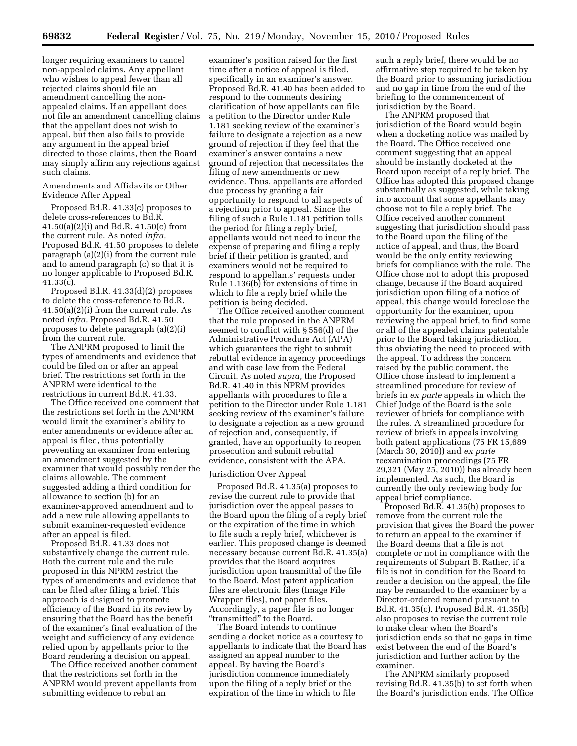longer requiring examiners to cancel non-appealed claims. Any appellant who wishes to appeal fewer than all rejected claims should file an amendment cancelling the non-appealed claims. If an appellant does not file an amendment cancelling claims that the appellant does not wish to appeal, but then also fails to provide any argument in the appeal brief directed to those claims, then the Board may simply affirm any rejections against such claims.

Amendments and Affidavits or Other Evidence After Appeal

Proposed Bd.R. 41.33(c) proposes to delete cross-references to Bd.R. 41.50(a)(2)(i) and Bd.R. 41.50(c) from the current rule. As noted *infra,* Proposed Bd.R. 41.50 proposes to delete paragraph (a)(2)(i) from the current rule and to amend paragraph (c) so that it is no longer applicable to Proposed Bd.R. 41.33(c).

Proposed Bd.R. 41.33(d)(2) proposes to delete the cross-reference to Bd.R. 41.50(a)(2)(i) from the current rule. As noted *infra,* Proposed Bd.R. 41.50 proposes to delete paragraph (a)(2)(i) from the current rule.

The ANPRM proposed to limit the types of amendments and evidence that could be filed on or after an appeal brief. The restrictions set forth in the ANPRM were identical to the restrictions in current Bd.R. 41.33.

The Office received one comment that the restrictions set forth in the ANPRM would limit the examiner's ability to enter amendments or evidence after an appeal is filed, thus potentially preventing an examiner from entering an amendment suggested by the examiner that would possibly render the claims allowable. The comment suggested adding a third condition for allowance to section (b) for an examiner-approved amendment and to add a new rule allowing appellants to submit examiner-requested evidence after an appeal is filed.

Proposed Bd.R. 41.33 does not substantively change the current rule. Both the current rule and the rule proposed in this NPRM restrict the types of amendments and evidence that can be filed after filing a brief. This approach is designed to promote efficiency of the Board in its review by ensuring that the Board has the benefit of the examiner's final evaluation of the weight and sufficiency of any evidence relied upon by appellants prior to the Board rendering a decision on appeal.

The Office received another comment that the restrictions set forth in the ANPRM would prevent appellants from submitting evidence to rebut an examiner's position raised for the first time after a notice of appeal is filed, specifically in an examiner's answer. Proposed Bd.R. 41.40 has been added to respond to the comments desiring clarification of how appellants can file a petition to the Director under Rule 1.181 seeking review of the examiner's failure to designate a rejection as a new ground of rejection if they feel that the examiner's answer contains a new ground of rejection that necessitates the filing of new amendments or new evidence. Thus, appellants are afforded due process by granting a fair opportunity to respond to all aspects of a rejection prior to appeal. Since the filing of such a Rule 1.181 petition tolls the period for filing a reply brief, appellants would not need to incur the expense of preparing and filing a reply brief if their petition is granted, and examiners would not be required to respond to appellants' requests under Rule 1.136(b) for extensions of time in which to file a reply brief while the petition is being decided.

The Office received another comment that the rule proposed in the ANPRM seemed to conflict with § 556(d) of the Administrative Procedure Act (APA) which guarantees the right to submit rebuttal evidence in agency proceedings and with case law from the Federal Circuit. As noted *supra,* the Proposed Bd.R. 41.40 in this NPRM provides appellants with procedures to file a petition to the Director under Rule 1.181 seeking review of the examiner's failure to designate a rejection as a new ground of rejection and, consequently, if granted, have an opportunity to reopen prosecution and submit rebuttal evidence, consistent with the APA.

Jurisdiction Over Appeal

Proposed Bd.R. 41.35(a) proposes to revise the current rule to provide that jurisdiction over the appeal passes to the Board upon the filing of a reply brief or the expiration of the time in which to file such a reply brief, whichever is earlier. This proposed change is deemed necessary because current Bd.R. 41.35(a) provides that the Board acquires jurisdiction upon transmittal of the file to the Board. Most patent application files are electronic files (Image File Wrapper files), not paper files. Accordingly, a paper file is no longer "transmitted" to the Board.

The Board intends to continue sending a docket notice as a courtesy to appellants to indicate that the Board has assigned an appeal number to the appeal. By having the Board's jurisdiction commence immediately upon the filing of a reply brief or the expiration of the time in which to file such a reply brief, there would be no affirmative step required to be taken by the Board prior to assuming jurisdiction and no gap in time from the end of the briefing to the commencement of jurisdiction by the Board.

The ANPRM proposed that jurisdiction of the Board would begin when a docketing notice was mailed by the Board. The Office received one comment suggesting that an appeal should be instantly docketed at the Board upon receipt of a reply brief. The Office has adopted this proposed change substantially as suggested, while taking into account that some appellants may choose not to file a reply brief. The Office received another comment suggesting that jurisdiction should pass to the Board upon the filing of the notice of appeal, and thus, the Board would be the only entity reviewing briefs for compliance with the rule. The Office chose not to adopt this proposed change, because if the Board acquired jurisdiction upon filing of a notice of appeal, this change would foreclose the opportunity for the examiner, upon reviewing the appeal brief, to find some or all of the appealed claims patentable prior to the Board taking jurisdiction, thus obviating the need to proceed with the appeal. To address the concern raised by the public comment, the Office chose instead to implement a streamlined procedure for review of briefs in *ex parte* appeals in which the Chief Judge of the Board is the sole reviewer of briefs for compliance with the rules. A streamlined procedure for review of briefs in appeals involving both patent applications (75 FR 15,689 (March 30, 2010)) and *ex parte* reexamination proceedings (75 FR 29,321 (May 25, 2010)) has already been implemented. As such, the Board is currently the only reviewing body for appeal brief compliance.

Proposed Bd.R. 41.35(b) proposes to remove from the current rule the provision that gives the Board the power to return an appeal to the examiner if the Board deems that a file is not complete or not in compliance with the requirements of Subpart B. Rather, if a file is not in condition for the Board to render a decision on the appeal, the file may be remanded to the examiner by a Director-ordered remand pursuant to Bd.R. 41.35(c). Proposed Bd.R. 41.35(b) also proposes to revise the current rule to make clear when the Board's jurisdiction ends so that no gaps in time exist between the end of the Board's jurisdiction and further action by the examiner.

The ANPRM similarly proposed revising Bd.R. 41.35(b) to set forth when the Board's jurisdiction ends. The Office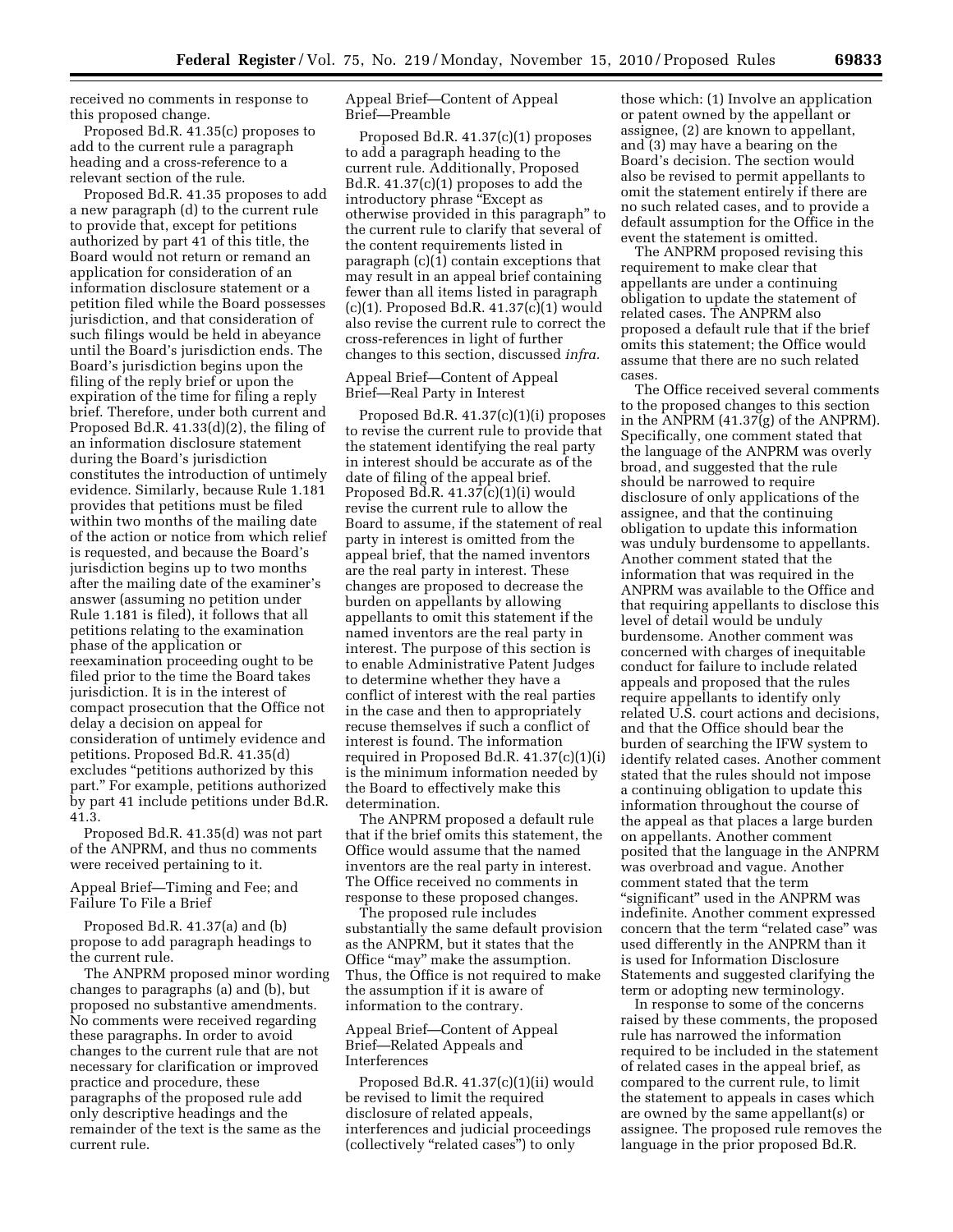received no comments in response to this proposed change.

Proposed Bd.R. 41.35(c) proposes to add to the current rule a paragraph heading and a cross-reference to a relevant section of the rule.

Proposed Bd.R. 41.35 proposes to add a new paragraph (d) to the current rule to provide that, except for petitions authorized by part 41 of this title, the Board would not return or remand an application for consideration of an information disclosure statement or a petition filed while the Board possesses jurisdiction, and that consideration of such filings would be held in abeyance until the Board's jurisdiction ends. The Board's jurisdiction begins upon the filing of the reply brief or upon the expiration of the time for filing a reply brief. Therefore, under both current and Proposed Bd.R. 41.33(d)(2), the filing of an information disclosure statement during the Board's jurisdiction constitutes the introduction of untimely evidence. Similarly, because Rule 1.181 provides that petitions must be filed within two months of the mailing date of the action or notice from which relief is requested, and because the Board's jurisdiction begins up to two months after the mailing date of the examiner's answer (assuming no petition under Rule 1.181 is filed), it follows that all petitions relating to the examination phase of the application or reexamination proceeding ought to be filed prior to the time the Board takes jurisdiction. It is in the interest of compact prosecution that the Office not delay a decision on appeal for consideration of untimely evidence and petitions. Proposed Bd.R. 41.35(d) excludes "petitions authorized by this part." For example, petitions authorized by part 41 include petitions under Bd.R. 41.3.

Proposed Bd.R. 41.35(d) was not part of the ANPRM, and thus no comments were received pertaining to it.

Appeal Brief—Timing and Fee; and Failure To File a Brief

Proposed Bd.R. 41.37(a) and (b) propose to add paragraph headings to the current rule.

The ANPRM proposed minor wording changes to paragraphs (a) and (b), but proposed no substantive amendments. No comments were received regarding these paragraphs. In order to avoid changes to the current rule that are not necessary for clarification or improved practice and procedure, these paragraphs of the proposed rule add only descriptive headings and the remainder of the text is the same as the current rule.

Appeal Brief—Content of Appeal Brief—Preamble

Proposed Bd.R. 41.37(c)(1) proposes to add a paragraph heading to the current rule. Additionally, Proposed Bd.R. 41.37(c)(1) proposes to add the introductory phrase "Except as otherwise provided in this paragraph" to the current rule to clarify that several of the content requirements listed in paragraph (c)(1) contain exceptions that may result in an appeal brief containing fewer than all items listed in paragraph (c)(1). Proposed Bd.R. 41.37(c)(1) would also revise the current rule to correct the cross-references in light of further changes to this section, discussed *infra.*

Appeal Brief—Content of Appeal Brief—Real Party in Interest

Proposed Bd.R. 41.37(c)(1)(i) proposes to revise the current rule to provide that the statement identifying the real party in interest should be accurate as of the date of filing of the appeal brief. Proposed Bd.R. 41.37(c)(1)(i) would revise the current rule to allow the Board to assume, if the statement of real party in interest is omitted from the appeal brief, that the named inventors are the real party in interest. These changes are proposed to decrease the burden on appellants by allowing appellants to omit this statement if the named inventors are the real party in interest. The purpose of this section is to enable Administrative Patent Judges to determine whether they have a conflict of interest with the real parties in the case and then to appropriately recuse themselves if such a conflict of interest is found. The information required in Proposed Bd.R. 41.37(c)(1)(i) is the minimum information needed by the Board to effectively make this determination.

The ANPRM proposed a default rule that if the brief omits this statement, the Office would assume that the named inventors are the real party in interest. The Office received no comments in response to these proposed changes.

The proposed rule includes substantially the same default provision as the ANPRM, but it states that the Office "may" make the assumption. Thus, the Office is not required to make the assumption if it is aware of information to the contrary.

Appeal Brief—Content of Appeal Brief—Related Appeals and Interferences

Proposed Bd.R. 41.37(c)(1)(ii) would be revised to limit the required disclosure of related appeals, interferences and judicial proceedings (collectively "related cases") to only those which: (1) Involve an application or patent owned by the appellant or assignee, (2) are known to appellant, and (3) may have a bearing on the Board's decision. The section would also be revised to permit appellants to omit the statement entirely if there are no such related cases, and to provide a default assumption for the Office in the event the statement is omitted.

The ANPRM proposed revising this requirement to make clear that appellants are under a continuing obligation to update the statement of related cases. The ANPRM also proposed a default rule that if the brief omits this statement; the Office would assume that there are no such related cases.

The Office received several comments to the proposed changes to this section in the ANPRM (41.37(g) of the ANPRM). Specifically, one comment stated that the language of the ANPRM was overly broad, and suggested that the rule should be narrowed to require disclosure of only applications of the assignee, and that the continuing obligation to update this information was unduly burdensome to appellants. Another comment stated that the information that was required in the ANPRM was available to the Office and that requiring appellants to disclose this level of detail would be unduly burdensome. Another comment was concerned with charges of inequitable conduct for failure to include related appeals and proposed that the rules require appellants to identify only related U.S. court actions and decisions, and that the Office should bear the burden of searching the IFW system to identify related cases. Another comment stated that the rules should not impose a continuing obligation to update this information throughout the course of the appeal as that places a large burden on appellants. Another comment posited that the language in the ANPRM was overbroad and vague. Another comment stated that the term "significant" used in the ANPRM was indefinite. Another comment expressed concern that the term "related case" was used differently in the ANPRM than it is used for Information Disclosure Statements and suggested clarifying the term or adopting new terminology.

In response to some of the concerns raised by these comments, the proposed rule has narrowed the information required to be included in the statement of related cases in the appeal brief, as compared to the current rule, to limit the statement to appeals in cases which are owned by the same appellant(s) or assignee. The proposed rule removes the language in the prior proposed Bd.R.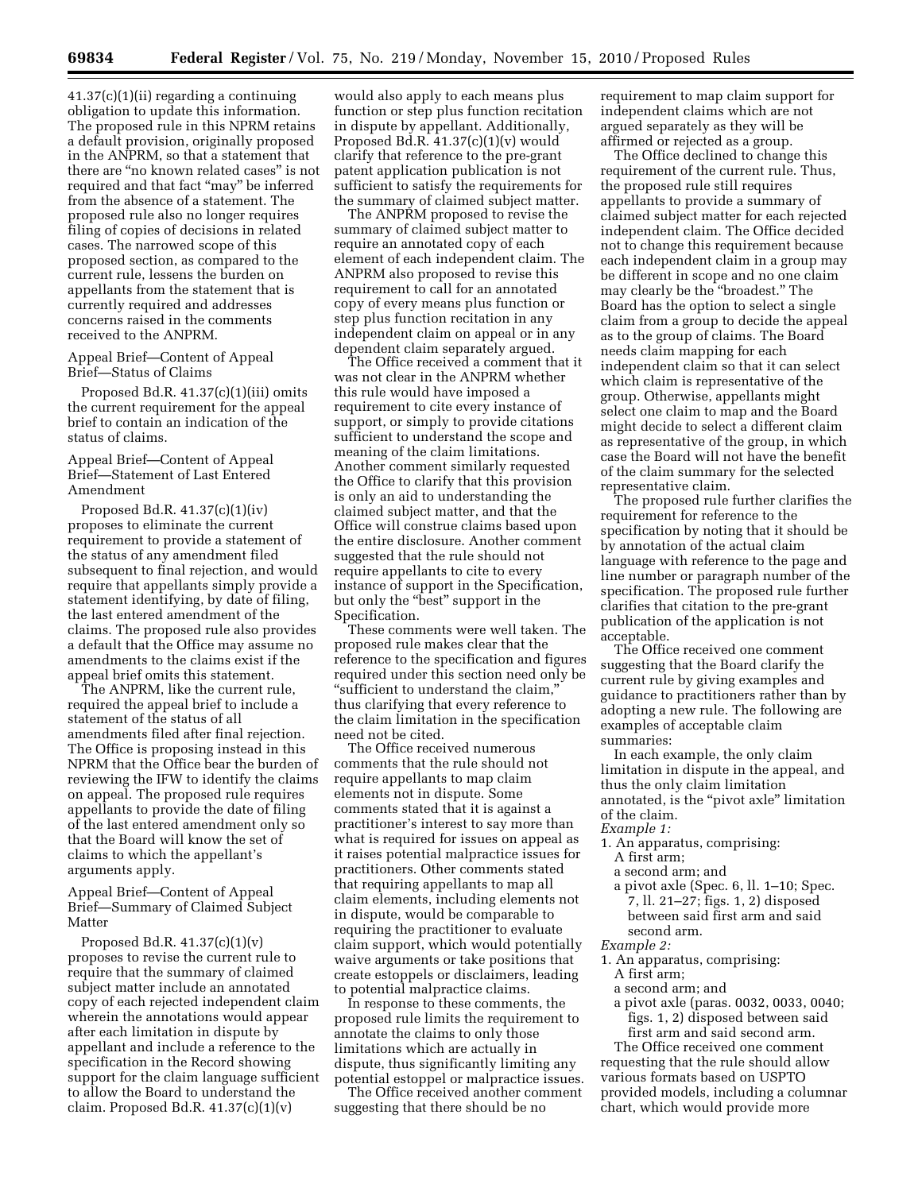41.37(c)(1)(ii) regarding a continuing obligation to update this information. The proposed rule in this NPRM retains a default provision, originally proposed in the ANPRM, so that a statement that there are "no known related cases" is not required and that fact "may" be inferred from the absence of a statement. The proposed rule also no longer requires filing of copies of decisions in related cases. The narrowed scope of this proposed section, as compared to the current rule, lessens the burden on appellants from the statement that is currently required and addresses concerns raised in the comments received to the ANPRM.

Appeal Brief—Content of Appeal Brief—Status of Claims

Proposed Bd.R. 41.37(c)(1)(iii) omits the current requirement for the appeal brief to contain an indication of the status of claims.

Appeal Brief—Content of Appeal Brief—Statement of Last Entered Amendment

Proposed Bd.R. 41.37(c)(1)(iv) proposes to eliminate the current requirement to provide a statement of the status of any amendment filed subsequent to final rejection, and would require that appellants simply provide a statement identifying, by date of filing, the last entered amendment of the claims. The proposed rule also provides a default that the Office may assume no amendments to the claims exist if the appeal brief omits this statement.

The ANPRM, like the current rule, required the appeal brief to include a statement of the status of all amendments filed after final rejection. The Office is proposing instead in this NPRM that the Office bear the burden of reviewing the IFW to identify the claims on appeal. The proposed rule requires appellants to provide the date of filing of the last entered amendment only so that the Board will know the set of claims to which the appellant's arguments apply.

Appeal Brief—Content of Appeal Brief—Summary of Claimed Subject Matter

Proposed Bd.R. 41.37(c)(1)(v) proposes to revise the current rule to require that the summary of claimed subject matter include an annotated copy of each rejected independent claim wherein the annotations would appear after each limitation in dispute by appellant and include a reference to the specification in the Record showing support for the claim language sufficient to allow the Board to understand the claim. Proposed Bd.R. 41.37(c)(1)(v) would also apply to each means plus function or step plus function recitation in dispute by appellant. Additionally, Proposed Bd.R. 41.37(c)(1)(v) would clarify that reference to the pre-grant patent application publication is not sufficient to satisfy the requirements for the summary of claimed subject matter.

The ANPRM proposed to revise the summary of claimed subject matter to require an annotated copy of each element of each independent claim. The ANPRM also proposed to revise this requirement to call for an annotated copy of every means plus function or step plus function recitation in any independent claim on appeal or in any dependent claim separately argued.

The Office received a comment that it was not clear in the ANPRM whether this rule would have imposed a requirement to cite every instance of support, or simply to provide citations sufficient to understand the scope and meaning of the claim limitations. Another comment similarly requested the Office to clarify that this provision is only an aid to understanding the claimed subject matter, and that the Office will construe claims based upon the entire disclosure. Another comment suggested that the rule should not require appellants to cite to every instance of support in the Specification, but only the "best" support in the Specification.

These comments were well taken. The proposed rule makes clear that the reference to the specification and figures required under this section need only be "sufficient to understand the claim," thus clarifying that every reference to the claim limitation in the specification need not be cited.

The Office received numerous comments that the rule should not require appellants to map claim elements not in dispute. Some comments stated that it is against a practitioner's interest to say more than what is required for issues on appeal as it raises potential malpractice issues for practitioners. Other comments stated that requiring appellants to map all claim elements, including elements not in dispute, would be comparable to requiring the practitioner to evaluate claim support, which would potentially waive arguments or take positions that create estoppels or disclaimers, leading to potential malpractice claims.

In response to these comments, the proposed rule limits the requirement to annotate the claims to only those limitations which are actually in dispute, thus significantly limiting any potential estoppel or malpractice issues.

The Office received another comment suggesting that there should be no requirement to map claim support for independent claims which are not argued separately as they will be affirmed or rejected as a group.

The Office declined to change this requirement of the current rule. Thus, the proposed rule still requires appellants to provide a summary of claimed subject matter for each rejected independent claim. The Office decided not to change this requirement because each independent claim in a group may be different in scope and no one claim may clearly be the "broadest." The Board has the option to select a single claim from a group to decide the appeal as to the group of claims. The Board needs claim mapping for each independent claim so that it can select which claim is representative of the group. Otherwise, appellants might select one claim to map and the Board might decide to select a different claim as representative of the group, in which case the Board will not have the benefit of the claim summary for the selected representative claim.

The proposed rule further clarifies the requirement for reference to the specification by noting that it should be by annotation of the actual claim language with reference to the page and line number or paragraph number of the specification. The proposed rule further clarifies that citation to the pre-grant publication of the application is not acceptable.

The Office received one comment suggesting that the Board clarify the current rule by giving examples and guidance to practitioners rather than by adopting a new rule. The following are examples of acceptable claim summaries:

In each example, the only claim limitation in dispute in the appeal, and thus the only claim limitation annotated, is the "pivot axle" limitation of the claim.

*Example 1:*

1. An apparatus, comprising:
   A first arm;
   a second arm; and
   a pivot axle (Spec. 6, ll. 1–10; Spec. 7, ll. 21–27; figs. 1, 2) disposed between said first arm and said second arm.

*Example 2:*

1. An apparatus, comprising:
   A first arm;
   a second arm; and
   a pivot axle (paras. 0032, 0033, 0040; figs. 1, 2) disposed between said first arm and said second arm.

The Office received one comment requesting that the rule should allow various formats based on USPTO provided models, including a columnar chart, which would provide more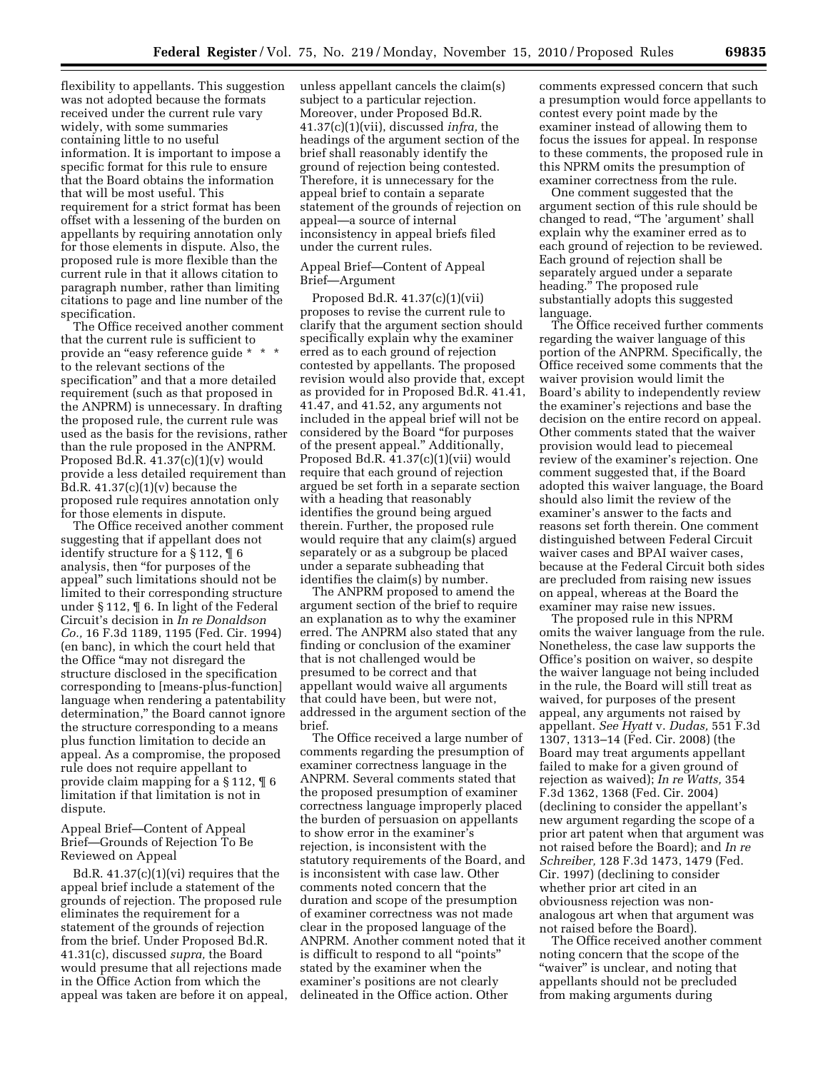flexibility to appellants. This suggestion was not adopted because the formats received under the current rule vary widely, with some summaries containing little to no useful information. It is important to impose a specific format for this rule to ensure that the Board obtains the information that will be most useful. This requirement for a strict format has been offset with a lessening of the burden on appellants by requiring annotation only for those elements in dispute. Also, the proposed rule is more flexible than the current rule in that it allows citation to paragraph number, rather than limiting citations to page and line number of the specification.

The Office received another comment that the current rule is sufficient to provide an "easy reference guide * * * to the relevant sections of the specification" and that a more detailed requirement (such as that proposed in the ANPRM) is unnecessary. In drafting the proposed rule, the current rule was used as the basis for the revisions, rather than the rule proposed in the ANPRM. Proposed Bd.R. 41.37(c)(1)(v) would provide a less detailed requirement than Bd.R. 41.37(c)(1)(v) because the proposed rule requires annotation only for those elements in dispute.

The Office received another comment suggesting that if appellant does not identify structure for a § 112, ¶ 6 analysis, then "for purposes of the appeal" such limitations should not be limited to their corresponding structure under § 112, ¶ 6. In light of the Federal Circuit's decision in *In re Donaldson Co.,* 16 F.3d 1189, 1195 (Fed. Cir. 1994) (en banc), in which the court held that the Office "may not disregard the structure disclosed in the specification corresponding to [means-plus-function] language when rendering a patentability determination," the Board cannot ignore the structure corresponding to a means plus function limitation to decide an appeal. As a compromise, the proposed rule does not require appellant to provide claim mapping for a § 112, ¶ 6 limitation if that limitation is not in dispute.

### Appeal Brief—Content of Appeal Brief—Grounds of Rejection To Be Reviewed on Appeal

Bd.R. 41.37(c)(1)(vi) requires that the appeal brief include a statement of the grounds of rejection. The proposed rule eliminates the requirement for a statement of the grounds of rejection from the brief. Under Proposed Bd.R. 41.31(c), discussed *supra,* the Board would presume that all rejections made in the Office Action from which the appeal was taken are before it on appeal, unless appellant cancels the claim(s) subject to a particular rejection. Moreover, under Proposed Bd.R. 41.37(c)(1)(vii), discussed *infra,* the headings of the argument section of the brief shall reasonably identify the ground of rejection being contested. Therefore, it is unnecessary for the appeal brief to contain a separate statement of the grounds of rejection on appeal—a source of internal inconsistency in appeal briefs filed under the current rules.

### Appeal Brief—Content of Appeal Brief—Argument

Proposed Bd.R. 41.37(c)(1)(vii) proposes to revise the current rule to clarify that the argument section should specifically explain why the examiner erred as to each ground of rejection contested by appellants. The proposed revision would also provide that, except as provided for in Proposed Bd.R. 41.41, 41.47, and 41.52, any arguments not included in the appeal brief will not be considered by the Board "for purposes of the present appeal." Additionally, Proposed Bd.R. 41.37(c)(1)(vii) would require that each ground of rejection argued be set forth in a separate section with a heading that reasonably identifies the ground being argued therein. Further, the proposed rule would require that any claim(s) argued separately or as a subgroup be placed under a separate subheading that identifies the claim(s) by number.

The ANPRM proposed to amend the argument section of the brief to require an explanation as to why the examiner erred. The ANPRM also stated that any finding or conclusion of the examiner that is not challenged would be presumed to be correct and that appellant would waive all arguments that could have been, but were not, addressed in the argument section of the brief.

The Office received a large number of comments regarding the presumption of examiner correctness language in the ANPRM. Several comments stated that the proposed presumption of examiner correctness language improperly placed the burden of persuasion on appellants to show error in the examiner's rejection, is inconsistent with the statutory requirements of the Board, and is inconsistent with case law. Other comments noted concern that the duration and scope of the presumption of examiner correctness was not made clear in the proposed language of the ANPRM. Another comment noted that it is difficult to respond to all "points" stated by the examiner when the examiner's positions are not clearly delineated in the Office action. Other comments expressed concern that such a presumption would force appellants to contest every point made by the examiner instead of allowing them to focus the issues for appeal. In response to these comments, the proposed rule in this NPRM omits the presumption of examiner correctness from the rule.

One comment suggested that the argument section of this rule should be changed to read, "The 'argument' shall explain why the examiner erred as to each ground of rejection to be reviewed. Each ground of rejection shall be separately argued under a separate heading." The proposed rule substantially adopts this suggested language.

The Office received further comments regarding the waiver language of this portion of the ANPRM. Specifically, the Office received some comments that the waiver provision would limit the Board's ability to independently review the examiner's rejections and base the decision on the entire record on appeal. Other comments stated that the waiver provision would lead to piecemeal review of the examiner's rejection. One comment suggested that, if the Board adopted this waiver language, the Board should also limit the review of the examiner's answer to the facts and reasons set forth therein. One comment distinguished between Federal Circuit waiver cases and BPAI waiver cases, because at the Federal Circuit both sides are precluded from raising new issues on appeal, whereas at the Board the examiner may raise new issues.

The proposed rule in this NPRM omits the waiver language from the rule. Nonetheless, the case law supports the Office's position on waiver, so despite the waiver language not being included in the rule, the Board will still treat as waived, for purposes of the present appeal, any arguments not raised by appellant. *See Hyatt* v. *Dudas,* 551 F.3d 1307, 1313–14 (Fed. Cir. 2008) (the Board may treat arguments appellant failed to make for a given ground of rejection as waived); *In re Watts,* 354 F.3d 1362, 1368 (Fed. Cir. 2004) (declining to consider the appellant's new argument regarding the scope of a prior art patent when that argument was not raised before the Board); and *In re Schreiber,* 128 F.3d 1473, 1479 (Fed. Cir. 1997) (declining to consider whether prior art cited in an obviousness rejection was non-analogous art when that argument was not raised before the Board).

The Office received another comment noting concern that the scope of the "waiver" is unclear, and noting that appellants should not be precluded from making arguments during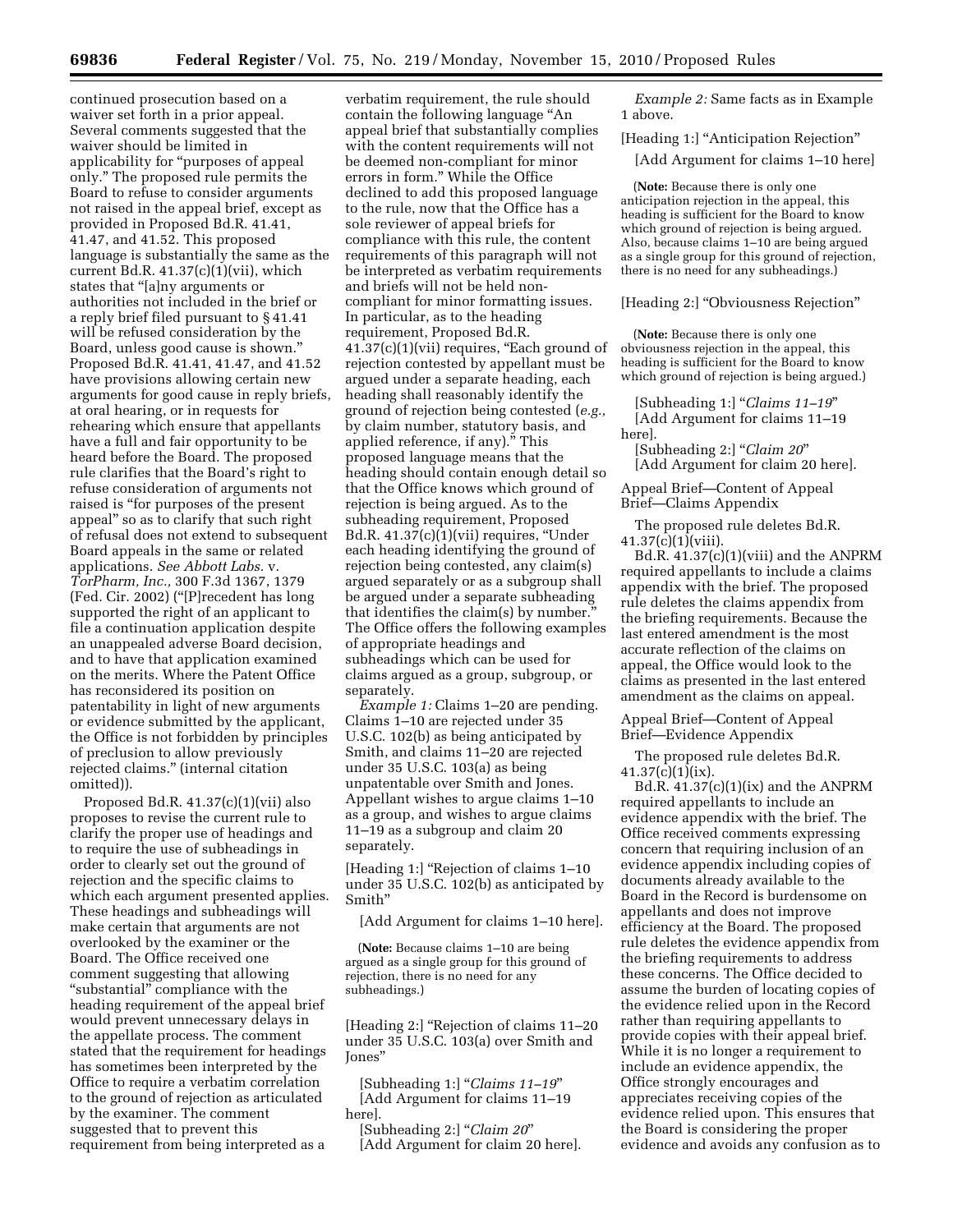continued prosecution based on a waiver set forth in a prior appeal. Several comments suggested that the waiver should be limited in applicability for "purposes of appeal only." The proposed rule permits the Board to refuse to consider arguments not raised in the appeal brief, except as provided in Proposed Bd.R. 41.41, 41.47, and 41.52. This proposed language is substantially the same as the current Bd.R. 41.37(c)(1)(vii), which states that "[a]ny arguments or authorities not included in the brief or a reply brief filed pursuant to § 41.41 will be refused consideration by the Board, unless good cause is shown." Proposed Bd.R. 41.41, 41.47, and 41.52 have provisions allowing certain new arguments for good cause in reply briefs, at oral hearing, or in requests for rehearing which ensure that appellants have a full and fair opportunity to be heard before the Board. The proposed rule clarifies that the Board's right to refuse consideration of arguments not raised is "for purposes of the present appeal" so as to clarify that such right of refusal does not extend to subsequent Board appeals in the same or related applications. *See Abbott Labs.* v. *TorPharm, Inc.,* 300 F.3d 1367, 1379 (Fed. Cir. 2002) ("[P]recedent has long supported the right of an applicant to file a continuation application despite an unappealed adverse Board decision, and to have that application examined on the merits. Where the Patent Office has reconsidered its position on patentability in light of new arguments or evidence submitted by the applicant, the Office is not forbidden by principles of preclusion to allow previously rejected claims." (internal citation omitted)).

Proposed Bd.R. 41.37(c)(1)(vii) also proposes to revise the current rule to clarify the proper use of headings and to require the use of subheadings in order to clearly set out the ground of rejection and the specific claims to which each argument presented applies. These headings and subheadings will make certain that arguments are not overlooked by the examiner or the Board. The Office received one comment suggesting that allowing "substantial" compliance with the heading requirement of the appeal brief would prevent unnecessary delays in the appellate process. The comment stated that the requirement for headings has sometimes been interpreted by the Office to require a verbatim correlation to the ground of rejection as articulated by the examiner. The comment suggested that to prevent this requirement from being interpreted as a verbatim requirement, the rule should contain the following language "An appeal brief that substantially complies with the content requirements will not be deemed non-compliant for minor errors in form." While the Office declined to add this proposed language to the rule, now that the Office has a sole reviewer of appeal briefs for compliance with this rule, the content requirements of this paragraph will not be interpreted as verbatim requirements and briefs will not be held non-compliant for minor formatting issues. In particular, as to the heading requirement, Proposed Bd.R. 41.37(c)(1)(vii) requires, "Each ground of rejection contested by appellant must be argued under a separate heading, each heading shall reasonably identify the ground of rejection being contested (*e.g.,* by claim number, statutory basis, and applied reference, if any)." This proposed language means that the heading should contain enough detail so that the Office knows which ground of rejection is being argued. As to the subheading requirement, Proposed Bd.R. 41.37(c)(1)(vii) requires, "Under each heading identifying the ground of rejection being contested, any claim(s) argued separately or as a subgroup shall be argued under a separate subheading that identifies the claim(s) by number." The Office offers the following examples of appropriate headings and subheadings which can be used for claims argued as a group, subgroup, or separately.

*Example 1:* Claims 1–20 are pending. Claims 1–10 are rejected under 35 U.S.C. 102(b) as being anticipated by Smith, and claims 11–20 are rejected under 35 U.S.C. 103(a) as being unpatentable over Smith and Jones. Appellant wishes to argue claims 1–10 as a group, and wishes to argue claims 11–19 as a subgroup and claim 20 separately.

[Heading 1:] "Rejection of claims 1–10 under 35 U.S.C. 102(b) as anticipated by Smith"

[Add Argument for claims 1–10 here].

(**Note:** Because claims 1–10 are being argued as a single group for this ground of rejection, there is no need for any subheadings.)

[Heading 2:] "Rejection of claims 11–20 under 35 U.S.C. 103(a) over Smith and Jones"

[Subheading 1:] "*Claims 11–19*"
[Add Argument for claims 11–19 here].
[Subheading 2:] "*Claim 20*"
[Add Argument for claim 20 here].

*Example 2:* Same facts as in Example 1 above.

[Heading 1:] "Anticipation Rejection"

[Add Argument for claims 1–10 here]

(**Note:** Because there is only one anticipation rejection in the appeal, this heading is sufficient for the Board to know which ground of rejection is being argued. Also, because claims 1–10 are being argued as a single group for this ground of rejection, there is no need for any subheadings.)

[Heading 2:] "Obviousness Rejection"

(**Note:** Because there is only one obviousness rejection in the appeal, this heading is sufficient for the Board to know which ground of rejection is being argued.)

[Subheading 1:] "*Claims 11–19*"
[Add Argument for claims 11–19 here].
[Subheading 2:] "*Claim 20*"
[Add Argument for claim 20 here].

Appeal Brief—Content of Appeal Brief—Claims Appendix

The proposed rule deletes Bd.R. 41.37(c)(1)(viii).

Bd.R. 41.37(c)(1)(viii) and the ANPRM required appellants to include a claims appendix with the brief. The proposed rule deletes the claims appendix from the briefing requirements. Because the last entered amendment is the most accurate reflection of the claims on appeal, the Office would look to the claims as presented in the last entered amendment as the claims on appeal.

Appeal Brief—Content of Appeal Brief—Evidence Appendix

The proposed rule deletes Bd.R. 41.37(c)(1)(ix).

Bd.R. 41.37(c)(1)(ix) and the ANPRM required appellants to include an evidence appendix with the brief. The Office received comments expressing concern that requiring inclusion of an evidence appendix including copies of documents already available to the Board in the Record is burdensome on appellants and does not improve efficiency at the Board. The proposed rule deletes the evidence appendix from the briefing requirements to address these concerns. The Office decided to assume the burden of locating copies of the evidence relied upon in the Record rather than requiring appellants to provide copies with their appeal brief. While it is no longer a requirement to include an evidence appendix, the Office strongly encourages and appreciates receiving copies of the evidence relied upon. This ensures that the Board is considering the proper evidence and avoids any confusion as to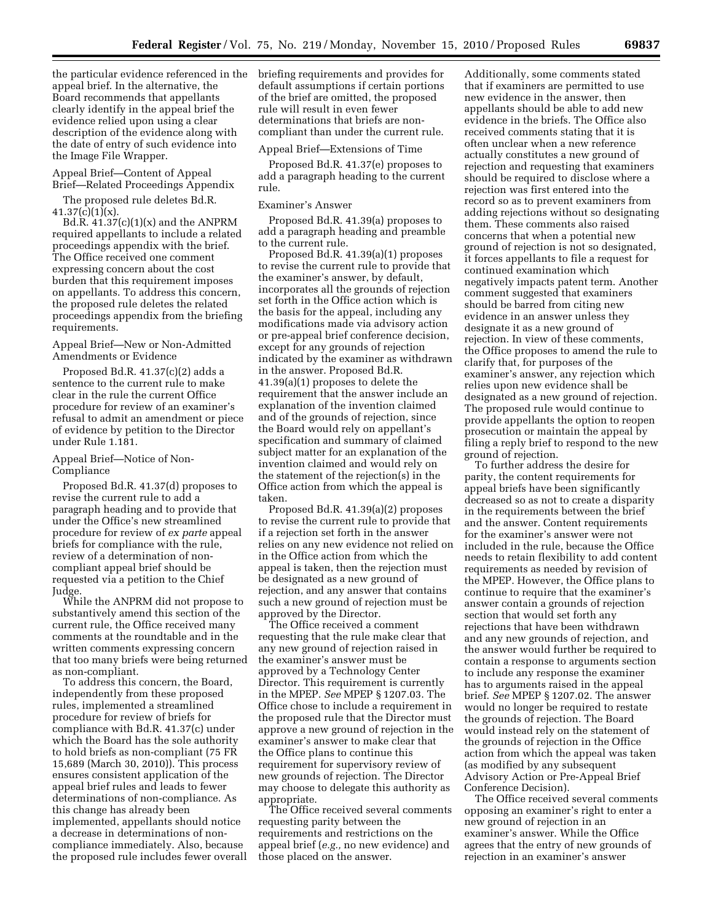the particular evidence referenced in the appeal brief. In the alternative, the Board recommends that appellants clearly identify in the appeal brief the evidence relied upon using a clear description of the evidence along with the date of entry of such evidence into the Image File Wrapper.

Appeal Brief—Content of Appeal Brief—Related Proceedings Appendix

The proposed rule deletes Bd.R. 41.37(c)(1)(x).

Bd.R. 41.37(c)(1)(x) and the ANPRM required appellants to include a related proceedings appendix with the brief. The Office received one comment expressing concern about the cost burden that this requirement imposes on appellants. To address this concern, the proposed rule deletes the related proceedings appendix from the briefing requirements.

Appeal Brief—New or Non-Admitted Amendments or Evidence

Proposed Bd.R. 41.37(c)(2) adds a sentence to the current rule to make clear in the rule the current Office procedure for review of an examiner's refusal to admit an amendment or piece of evidence by petition to the Director under Rule 1.181.

Appeal Brief—Notice of Non-Compliance

Proposed Bd.R. 41.37(d) proposes to revise the current rule to add a paragraph heading and to provide that under the Office's new streamlined procedure for review of *ex parte* appeal briefs for compliance with the rule, review of a determination of non-compliant appeal brief should be requested via a petition to the Chief Judge.

While the ANPRM did not propose to substantively amend this section of the current rule, the Office received many comments at the roundtable and in the written comments expressing concern that too many briefs were being returned as non-compliant.

To address this concern, the Board, independently from these proposed rules, implemented a streamlined procedure for review of briefs for compliance with Bd.R. 41.37(c) under which the Board has the sole authority to hold briefs as non-compliant (75 FR 15,689 (March 30, 2010)). This process ensures consistent application of the appeal brief rules and leads to fewer determinations of non-compliance. As this change has already been implemented, appellants should notice a decrease in determinations of non-compliance immediately. Also, because the proposed rule includes fewer overall briefing requirements and provides for default assumptions if certain portions of the brief are omitted, the proposed rule will result in even fewer determinations that briefs are non-compliant than under the current rule.

Appeal Brief—Extensions of Time

Proposed Bd.R. 41.37(e) proposes to add a paragraph heading to the current rule.

Examiner's Answer

Proposed Bd.R. 41.39(a) proposes to add a paragraph heading and preamble to the current rule.

Proposed Bd.R. 41.39(a)(1) proposes to revise the current rule to provide that the examiner's answer, by default, incorporates all the grounds of rejection set forth in the Office action which is the basis for the appeal, including any modifications made via advisory action or pre-appeal brief conference decision, except for any grounds of rejection indicated by the examiner as withdrawn in the answer. Proposed Bd.R. 41.39(a)(1) proposes to delete the requirement that the answer include an explanation of the invention claimed and of the grounds of rejection, since the Board would rely on appellant's specification and summary of claimed subject matter for an explanation of the invention claimed and would rely on the statement of the rejection(s) in the Office action from which the appeal is taken.

Proposed Bd.R. 41.39(a)(2) proposes to revise the current rule to provide that if a rejection set forth in the answer relies on any new evidence not relied on in the Office action from which the appeal is taken, then the rejection must be designated as a new ground of rejection, and any answer that contains such a new ground of rejection must be approved by the Director.

The Office received a comment requesting that the rule make clear that any new ground of rejection raised in the examiner's answer must be approved by a Technology Center Director. This requirement is currently in the MPEP. *See* MPEP § 1207.03. The Office chose to include a requirement in the proposed rule that the Director must approve a new ground of rejection in the examiner's answer to make clear that the Office plans to continue this requirement for supervisory review of new grounds of rejection. The Director may choose to delegate this authority as appropriate.

The Office received several comments requesting parity between the requirements and restrictions on the appeal brief (*e.g.,* no new evidence) and those placed on the answer. Additionally, some comments stated that if examiners are permitted to use new evidence in the answer, then appellants should be able to add new evidence in the briefs. The Office also received comments stating that it is often unclear when a new reference actually constitutes a new ground of rejection and requesting that examiners should be required to disclose where a rejection was first entered into the record so as to prevent examiners from adding rejections without so designating them. These comments also raised concerns that when a potential new ground of rejection is not so designated, it forces appellants to file a request for continued examination which negatively impacts patent term. Another comment suggested that examiners should be barred from citing new evidence in an answer unless they designate it as a new ground of rejection. In view of these comments, the Office proposes to amend the rule to clarify that, for purposes of the examiner's answer, any rejection which relies upon new evidence shall be designated as a new ground of rejection. The proposed rule would continue to provide appellants the option to reopen prosecution or maintain the appeal by filing a reply brief to respond to the new ground of rejection.

To further address the desire for parity, the content requirements for appeal briefs have been significantly decreased so as not to create a disparity in the requirements between the brief and the answer. Content requirements for the examiner's answer were not included in the rule, because the Office needs to retain flexibility to add content requirements as needed by revision of the MPEP. However, the Office plans to continue to require that the examiner's answer contain a grounds of rejection section that would set forth any rejections that have been withdrawn and any new grounds of rejection, and the answer would further be required to contain a response to arguments section to include any response the examiner has to arguments raised in the appeal brief. *See* MPEP § 1207.02. The answer would no longer be required to restate the grounds of rejection. The Board would instead rely on the statement of the grounds of rejection in the Office action from which the appeal was taken (as modified by any subsequent Advisory Action or Pre-Appeal Brief Conference Decision).

The Office received several comments opposing an examiner's right to enter a new ground of rejection in an examiner's answer. While the Office agrees that the entry of new grounds of rejection in an examiner's answer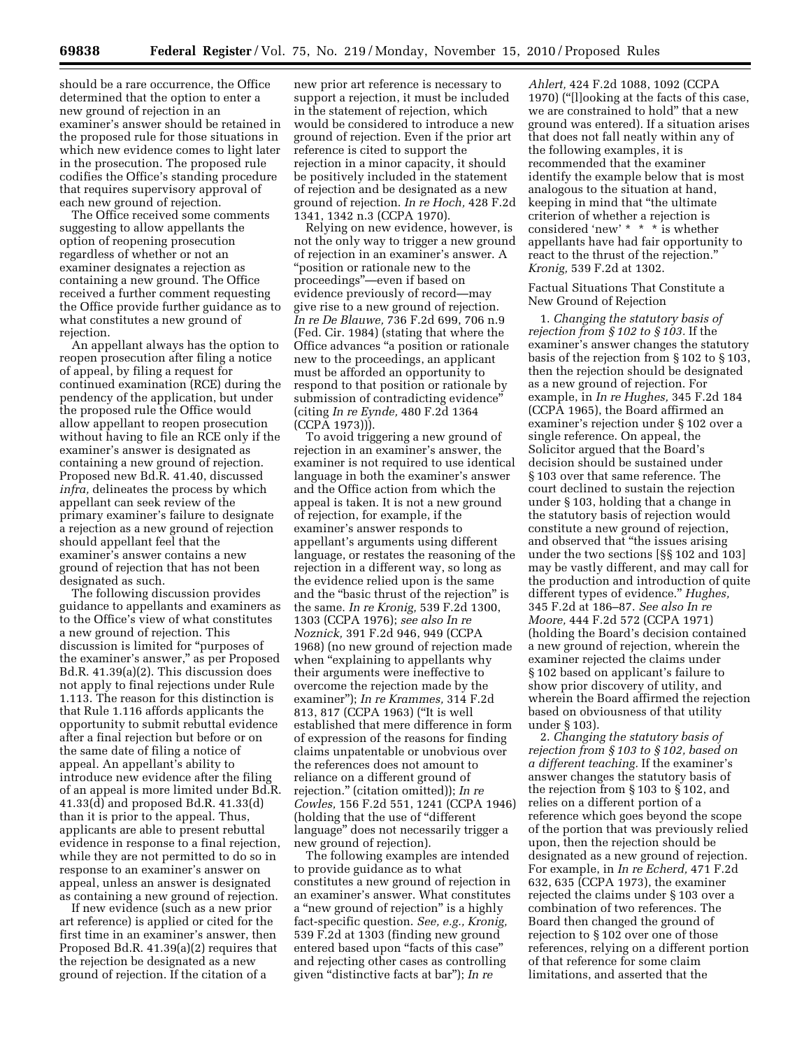should be a rare occurrence, the Office determined that the option to enter a new ground of rejection in an examiner's answer should be retained in the proposed rule for those situations in which new evidence comes to light later in the prosecution. The proposed rule codifies the Office's standing procedure that requires supervisory approval of each new ground of rejection.

The Office received some comments suggesting to allow appellants the option of reopening prosecution regardless of whether or not an examiner designates a rejection as containing a new ground. The Office received a further comment requesting the Office provide further guidance as to what constitutes a new ground of rejection.

An appellant always has the option to reopen prosecution after filing a notice of appeal, by filing a request for continued examination (RCE) during the pendency of the application, but under the proposed rule the Office would allow appellant to reopen prosecution without having to file an RCE only if the examiner's answer is designated as containing a new ground of rejection. Proposed new Bd.R. 41.40, discussed *infra,* delineates the process by which appellant can seek review of the primary examiner's failure to designate a rejection as a new ground of rejection should appellant feel that the examiner's answer contains a new ground of rejection that has not been designated as such.

The following discussion provides guidance to appellants and examiners as to the Office's view of what constitutes a new ground of rejection. This discussion is limited for "purposes of the examiner's answer," as per Proposed Bd.R. 41.39(a)(2). This discussion does not apply to final rejections under Rule 1.113. The reason for this distinction is that Rule 1.116 affords applicants the opportunity to submit rebuttal evidence after a final rejection but before or on the same date of filing a notice of appeal. An appellant's ability to introduce new evidence after the filing of an appeal is more limited under Bd.R. 41.33(d) and proposed Bd.R. 41.33(d) than it is prior to the appeal. Thus, applicants are able to present rebuttal evidence in response to a final rejection, while they are not permitted to do so in response to an examiner's answer on appeal, unless an answer is designated as containing a new ground of rejection.

If new evidence (such as a new prior art reference) is applied or cited for the first time in an examiner's answer, then Proposed Bd.R. 41.39(a)(2) requires that the rejection be designated as a new ground of rejection. If the citation of a new prior art reference is necessary to support a rejection, it must be included in the statement of rejection, which would be considered to introduce a new ground of rejection. Even if the prior art reference is cited to support the rejection in a minor capacity, it should be positively included in the statement of rejection and be designated as a new ground of rejection. *In re Hoch,* 428 F.2d 1341, 1342 n.3 (CCPA 1970).

Relying on new evidence, however, is not the only way to trigger a new ground of rejection in an examiner's answer. A "position or rationale new to the proceedings"—even if based on evidence previously of record—may give rise to a new ground of rejection. *In re De Blauwe,* 736 F.2d 699, 706 n.9 (Fed. Cir. 1984) (stating that where the Office advances "a position or rationale new to the proceedings, an applicant must be afforded an opportunity to respond to that position or rationale by submission of contradicting evidence" (citing *In re Eynde,* 480 F.2d 1364 (CCPA 1973))).

To avoid triggering a new ground of rejection in an examiner's answer, the examiner is not required to use identical language in both the examiner's answer and the Office action from which the appeal is taken. It is not a new ground of rejection, for example, if the examiner's answer responds to appellant's arguments using different language, or restates the reasoning of the rejection in a different way, so long as the evidence relied upon is the same and the "basic thrust of the rejection" is the same. *In re Kronig,* 539 F.2d 1300, 1303 (CCPA 1976); *see also In re Noznick,* 391 F.2d 946, 949 (CCPA 1968) (no new ground of rejection made when "explaining to appellants why their arguments were ineffective to overcome the rejection made by the examiner"); *In re Krammes,* 314 F.2d 813, 817 (CCPA 1963) ("It is well established that mere difference in form of expression of the reasons for finding claims unpatentable or unobvious over the references does not amount to reliance on a different ground of rejection." (citation omitted)); *In re Cowles,* 156 F.2d 551, 1241 (CCPA 1946) (holding that the use of "different language" does not necessarily trigger a new ground of rejection).

The following examples are intended to provide guidance as to what constitutes a new ground of rejection in an examiner's answer. What constitutes a "new ground of rejection" is a highly fact-specific question. *See, e.g., Kronig,* 539 F.2d at 1303 (finding new ground entered based upon "facts of this case" and rejecting other cases as controlling given "distinctive facts at bar"); *In re Ahlert,* 424 F.2d 1088, 1092 (CCPA 1970) ("[l]ooking at the facts of this case, we are constrained to hold" that a new ground was entered). If a situation arises that does not fall neatly within any of the following examples, it is recommended that the examiner identify the example below that is most analogous to the situation at hand, keeping in mind that "the ultimate criterion of whether a rejection is considered 'new' * * * is whether appellants have had fair opportunity to react to the thrust of the rejection." *Kronig,* 539 F.2d at 1302.

Factual Situations That Constitute a New Ground of Rejection

1. *Changing the statutory basis of rejection from § 102 to § 103.* If the examiner's answer changes the statutory basis of the rejection from § 102 to § 103, then the rejection should be designated as a new ground of rejection. For example, in *In re Hughes,* 345 F.2d 184 (CCPA 1965), the Board affirmed an examiner's rejection under § 102 over a single reference. On appeal, the Solicitor argued that the Board's decision should be sustained under § 103 over that same reference. The court declined to sustain the rejection under § 103, holding that a change in the statutory basis of rejection would constitute a new ground of rejection, and observed that "the issues arising under the two sections [§§ 102 and 103] may be vastly different, and may call for the production and introduction of quite different types of evidence." *Hughes,* 345 F.2d at 186–87. *See also In re Moore,* 444 F.2d 572 (CCPA 1971) (holding the Board's decision contained a new ground of rejection, wherein the examiner rejected the claims under § 102 based on applicant's failure to show prior discovery of utility, and wherein the Board affirmed the rejection based on obviousness of that utility under § 103).

2. *Changing the statutory basis of rejection from § 103 to § 102, based on a different teaching.* If the examiner's answer changes the statutory basis of the rejection from § 103 to § 102, and relies on a different portion of a reference which goes beyond the scope of the portion that was previously relied upon, then the rejection should be designated as a new ground of rejection. For example, in *In re Echerd,* 471 F.2d 632, 635 (CCPA 1973), the examiner rejected the claims under § 103 over a combination of two references. The Board then changed the ground of rejection to § 102 over one of those references, relying on a different portion of that reference for some claim limitations, and asserted that the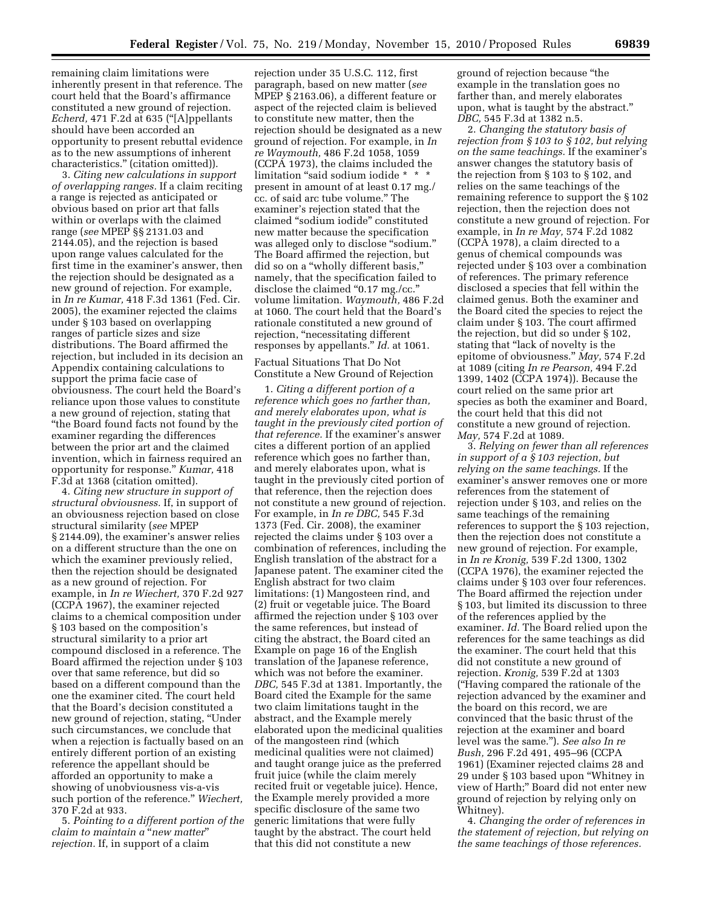remaining claim limitations were inherently present in that reference. The court held that the Board's affirmance constituted a new ground of rejection. *Echerd,* 471 F.2d at 635 ("[A]ppellants should have been accorded an opportunity to present rebuttal evidence as to the new assumptions of inherent characteristics." (citation omitted)).

3. *Citing new calculations in support of overlapping ranges.* If a claim reciting a range is rejected as anticipated or obvious based on prior art that falls within or overlaps with the claimed range (*see* MPEP §§ 2131.03 and 2144.05), and the rejection is based upon range values calculated for the first time in the examiner's answer, then the rejection should be designated as a new ground of rejection. For example, in *In re Kumar,* 418 F.3d 1361 (Fed. Cir. 2005), the examiner rejected the claims under § 103 based on overlapping ranges of particle sizes and size distributions. The Board affirmed the rejection, but included in its decision an Appendix containing calculations to support the prima facie case of obviousness. The court held the Board's reliance upon those values to constitute a new ground of rejection, stating that "the Board found facts not found by the examiner regarding the differences between the prior art and the claimed invention, which in fairness required an opportunity for response." *Kumar,* 418 F.3d at 1368 (citation omitted).

4. *Citing new structure in support of structural obviousness.* If, in support of an obviousness rejection based on close structural similarity (*see* MPEP § 2144.09), the examiner's answer relies on a different structure than the one on which the examiner previously relied, then the rejection should be designated as a new ground of rejection. For example, in *In re Wiechert,* 370 F.2d 927 (CCPA 1967), the examiner rejected claims to a chemical composition under § 103 based on the composition's structural similarity to a prior art compound disclosed in a reference. The Board affirmed the rejection under § 103 over that same reference, but did so based on a different compound than the one the examiner cited. The court held that the Board's decision constituted a new ground of rejection, stating, "Under such circumstances, we conclude that when a rejection is factually based on an entirely different portion of an existing reference the appellant should be afforded an opportunity to make a showing of unobviousness vis-a-vis such portion of the reference." *Wiechert,* 370 F.2d at 933.

5. *Pointing to a different portion of the claim to maintain a "new matter" rejection.* If, in support of a claim rejection under 35 U.S.C. 112, first paragraph, based on new matter (*see* MPEP § 2163.06), a different feature or aspect of the rejected claim is believed to constitute new matter, then the rejection should be designated as a new ground of rejection. For example, in *In re Waymouth,* 486 F.2d 1058, 1059 (CCPA 1973), the claims included the limitation "said sodium iodide * * * present in amount of at least 0.17 mg./cc. of said arc tube volume." The examiner's rejection stated that the claimed "sodium iodide" constituted new matter because the specification was alleged only to disclose "sodium." The Board affirmed the rejection, but did so on a "wholly different basis," namely, that the specification failed to disclose the claimed "0.17 mg./cc." volume limitation. *Waymouth,* 486 F.2d at 1060. The court held that the Board's rationale constituted a new ground of rejection, "necessitating different responses by appellants." *Id.* at 1061.

Factual Situations That Do Not Constitute a New Ground of Rejection

1. *Citing a different portion of a reference which goes no farther than, and merely elaborates upon, what is taught in the previously cited portion of that reference.* If the examiner's answer cites a different portion of an applied reference which goes no farther than, and merely elaborates upon, what is taught in the previously cited portion of that reference, then the rejection does not constitute a new ground of rejection. For example, in *In re DBC,* 545 F.3d 1373 (Fed. Cir. 2008), the examiner rejected the claims under § 103 over a combination of references, including the English translation of the abstract for a Japanese patent. The examiner cited the English abstract for two claim limitations: (1) Mangosteen rind, and (2) fruit or vegetable juice. The Board affirmed the rejection under § 103 over the same references, but instead of citing the abstract, the Board cited an Example on page 16 of the English translation of the Japanese reference, which was not before the examiner. *DBC,* 545 F.3d at 1381. Importantly, the Board cited the Example for the same two claim limitations taught in the abstract, and the Example merely elaborated upon the medicinal qualities of the mangosteen rind (which medicinal qualities were not claimed) and taught orange juice as the preferred fruit juice (while the claim merely recited fruit or vegetable juice). Hence, the Example merely provided a more specific disclosure of the same two generic limitations that were fully taught by the abstract. The court held that this did not constitute a new ground of rejection because "the example in the translation goes no farther than, and merely elaborates upon, what is taught by the abstract." *DBC,* 545 F.3d at 1382 n.5.

2. *Changing the statutory basis of rejection from § 103 to § 102, but relying on the same teachings.* If the examiner's answer changes the statutory basis of the rejection from § 103 to § 102, and relies on the same teachings of the remaining reference to support the § 102 rejection, then the rejection does not constitute a new ground of rejection. For example, in *In re May,* 574 F.2d 1082 (CCPA 1978), a claim directed to a genus of chemical compounds was rejected under § 103 over a combination of references. The primary reference disclosed a species that fell within the claimed genus. Both the examiner and the Board cited the species to reject the claim under § 103. The court affirmed the rejection, but did so under § 102, stating that "lack of novelty is the epitome of obviousness." *May,* 574 F.2d at 1089 (citing *In re Pearson,* 494 F.2d 1399, 1402 (CCPA 1974)). Because the court relied on the same prior art species as both the examiner and Board, the court held that this did not constitute a new ground of rejection. *May,* 574 F.2d at 1089.

3. *Relying on fewer than all references in support of a § 103 rejection, but relying on the same teachings.* If the examiner's answer removes one or more references from the statement of rejection under § 103, and relies on the same teachings of the remaining references to support the § 103 rejection, then the rejection does not constitute a new ground of rejection. For example, in *In re Kronig,* 539 F.2d 1300, 1302 (CCPA 1976), the examiner rejected the claims under § 103 over four references. The Board affirmed the rejection under § 103, but limited its discussion to three of the references applied by the examiner. *Id.* The Board relied upon the references for the same teachings as did the examiner. The court held that this did not constitute a new ground of rejection. *Kronig,* 539 F.2d at 1303 ("Having compared the rationale of the rejection advanced by the examiner and the board on this record, we are convinced that the basic thrust of the rejection at the examiner and board level was the same."). *See also In re Bush,* 296 F.2d 491, 495–96 (CCPA 1961) (Examiner rejected claims 28 and 29 under § 103 based upon "Whitney in view of Harth;" Board did not enter new ground of rejection by relying only on Whitney).

4. *Changing the order of references in the statement of rejection, but relying on the same teachings of those references.*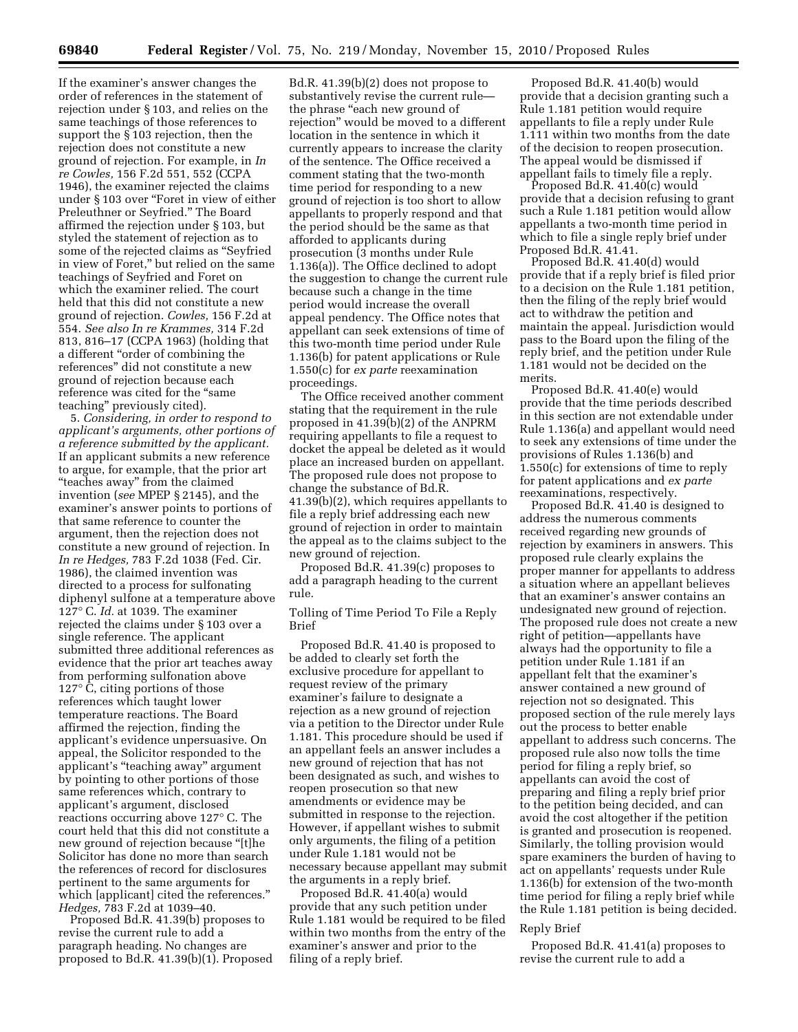If the examiner's answer changes the order of references in the statement of rejection under § 103, and relies on the same teachings of those references to support the § 103 rejection, then the rejection does not constitute a new ground of rejection. For example, in *In re Cowles,* 156 F.2d 551, 552 (CCPA 1946), the examiner rejected the claims under § 103 over "Foret in view of either Preleuthner or Seyfried." The Board affirmed the rejection under § 103, but styled the statement of rejection as to some of the rejected claims as "Seyfried in view of Foret," but relied on the same teachings of Seyfried and Foret on which the examiner relied. The court held that this did not constitute a new ground of rejection. *Cowles,* 156 F.2d at 554. *See also In re Krammes,* 314 F.2d 813, 816–17 (CCPA 1963) (holding that a different "order of combining the references" did not constitute a new ground of rejection because each reference was cited for the "same teaching" previously cited).

5. *Considering, in order to respond to applicant's arguments, other portions of a reference submitted by the applicant.* If an applicant submits a new reference to argue, for example, that the prior art "teaches away" from the claimed invention (*see* MPEP § 2145), and the examiner's answer points to portions of that same reference to counter the argument, then the rejection does not constitute a new ground of rejection. In *In re Hedges,* 783 F.2d 1038 (Fed. Cir. 1986), the claimed invention was directed to a process for sulfonating diphenyl sulfone at a temperature above 127° C. *Id.* at 1039. The examiner rejected the claims under § 103 over a single reference. The applicant submitted three additional references as evidence that the prior art teaches away from performing sulfonation above 127° C, citing portions of those references which taught lower temperature reactions. The Board affirmed the rejection, finding the applicant's evidence unpersuasive. On appeal, the Solicitor responded to the applicant's "teaching away" argument by pointing to other portions of those same references which, contrary to applicant's argument, disclosed reactions occurring above 127° C. The court held that this did not constitute a new ground of rejection because "[t]he Solicitor has done no more than search the references of record for disclosures pertinent to the same arguments for which [applicant] cited the references." *Hedges,* 783 F.2d at 1039–40.

Proposed Bd.R. 41.39(b) proposes to revise the current rule to add a paragraph heading. No changes are proposed to Bd.R. 41.39(b)(1). Proposed Bd.R. 41.39(b)(2) does not propose to substantively revise the current rule—the phrase "each new ground of rejection" would be moved to a different location in the sentence in which it currently appears to increase the clarity of the sentence. The Office received a comment stating that the two-month time period for responding to a new ground of rejection is too short to allow appellants to properly respond and that the period should be the same as that afforded to applicants during prosecution (3 months under Rule 1.136(a)). The Office declined to adopt the suggestion to change the current rule because such a change in the time period would increase the overall appeal pendency. The Office notes that appellant can seek extensions of time of this two-month time period under Rule 1.136(b) for patent applications or Rule 1.550(c) for *ex parte* reexamination proceedings.

The Office received another comment stating that the requirement in the rule proposed in 41.39(b)(2) of the ANPRM requiring appellants to file a request to docket the appeal be deleted as it would place an increased burden on appellant. The proposed rule does not propose to change the substance of Bd.R. 41.39(b)(2), which requires appellants to file a reply brief addressing each new ground of rejection in order to maintain the appeal as to the claims subject to the new ground of rejection.

Proposed Bd.R. 41.39(c) proposes to add a paragraph heading to the current rule.

Tolling of Time Period To File a Reply Brief

Proposed Bd.R. 41.40 is proposed to be added to clearly set forth the exclusive procedure for appellant to request review of the primary examiner's failure to designate a rejection as a new ground of rejection via a petition to the Director under Rule 1.181. This procedure should be used if an appellant feels an answer includes a new ground of rejection that has not been designated as such, and wishes to reopen prosecution so that new amendments or evidence may be submitted in response to the rejection. However, if appellant wishes to submit only arguments, the filing of a petition under Rule 1.181 would not be necessary because appellant may submit the arguments in a reply brief.

Proposed Bd.R. 41.40(a) would provide that any such petition under Rule 1.181 would be required to be filed within two months from the entry of the examiner's answer and prior to the filing of a reply brief.

Proposed Bd.R. 41.40(b) would provide that a decision granting such a Rule 1.181 petition would require appellants to file a reply under Rule 1.111 within two months from the date of the decision to reopen prosecution. The appeal would be dismissed if appellant fails to timely file a reply.

Proposed Bd.R. 41.40(c) would provide that a decision refusing to grant such a Rule 1.181 petition would allow appellants a two-month time period in which to file a single reply brief under Proposed Bd.R. 41.41.

Proposed Bd.R. 41.40(d) would provide that if a reply brief is filed prior to a decision on the Rule 1.181 petition, then the filing of the reply brief would act to withdraw the petition and maintain the appeal. Jurisdiction would pass to the Board upon the filing of the reply brief, and the petition under Rule 1.181 would not be decided on the merits.

Proposed Bd.R. 41.40(e) would provide that the time periods described in this section are not extendable under Rule 1.136(a) and appellant would need to seek any extensions of time under the provisions of Rules 1.136(b) and 1.550(c) for extensions of time to reply for patent applications and *ex parte* reexaminations, respectively.

Proposed Bd.R. 41.40 is designed to address the numerous comments received regarding new grounds of rejection by examiners in answers. This proposed rule clearly explains the proper manner for appellants to address a situation where an appellant believes that an examiner's answer contains an undesignated new ground of rejection. The proposed rule does not create a new right of petition—appellants have always had the opportunity to file a petition under Rule 1.181 if an appellant felt that the examiner's answer contained a new ground of rejection not so designated. This proposed section of the rule merely lays out the process to better enable appellant to address such concerns. The proposed rule also now tolls the time period for filing a reply brief, so appellants can avoid the cost of preparing and filing a reply brief prior to the petition being decided, and can avoid the cost altogether if the petition is granted and prosecution is reopened. Similarly, the tolling provision would spare examiners the burden of having to act on appellants' requests under Rule 1.136(b) for extension of the two-month time period for filing a reply brief while the Rule 1.181 petition is being decided.

Reply Brief

Proposed Bd.R. 41.41(a) proposes to revise the current rule to add a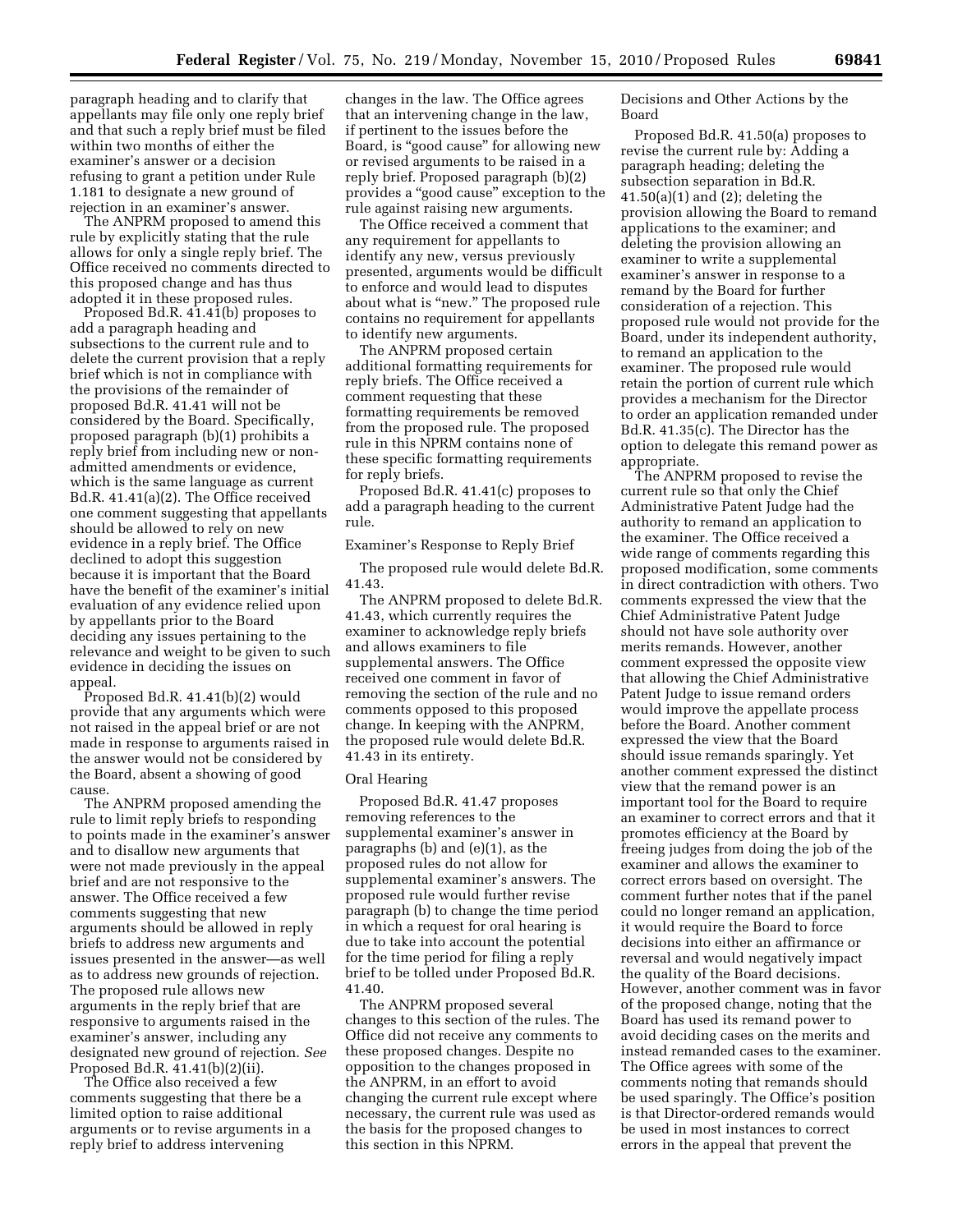paragraph heading and to clarify that appellants may file only one reply brief and that such a reply brief must be filed within two months of either the examiner's answer or a decision refusing to grant a petition under Rule 1.181 to designate a new ground of rejection in an examiner's answer.

The ANPRM proposed to amend this rule by explicitly stating that the rule allows for only a single reply brief. The Office received no comments directed to this proposed change and has thus adopted it in these proposed rules.

Proposed Bd.R. 41.41(b) proposes to add a paragraph heading and subsections to the current rule and to delete the current provision that a reply brief which is not in compliance with the provisions of the remainder of proposed Bd.R. 41.41 will not be considered by the Board. Specifically, proposed paragraph (b)(1) prohibits a reply brief from including new or non-admitted amendments or evidence, which is the same language as current Bd.R. 41.41(a)(2). The Office received one comment suggesting that appellants should be allowed to rely on new evidence in a reply brief. The Office declined to adopt this suggestion because it is important that the Board have the benefit of the examiner's initial evaluation of any evidence relied upon by appellants prior to the Board deciding any issues pertaining to the relevance and weight to be given to such evidence in deciding the issues on appeal.

Proposed Bd.R. 41.41(b)(2) would provide that any arguments which were not raised in the appeal brief or are not made in response to arguments raised in the answer would not be considered by the Board, absent a showing of good cause.

The ANPRM proposed amending the rule to limit reply briefs to responding to points made in the examiner's answer and to disallow new arguments that were not made previously in the appeal brief and are not responsive to the answer. The Office received a few comments suggesting that new arguments should be allowed in reply briefs to address new arguments and issues presented in the answer—as well as to address new grounds of rejection. The proposed rule allows new arguments in the reply brief that are responsive to arguments raised in the examiner's answer, including any designated new ground of rejection. *See* Proposed Bd.R. 41.41(b)(2)(ii).

The Office also received a few comments suggesting that there be a limited option to raise additional arguments or to revise arguments in a reply brief to address intervening changes in the law. The Office agrees that an intervening change in the law, if pertinent to the issues before the Board, is "good cause" for allowing new or revised arguments to be raised in a reply brief. Proposed paragraph (b)(2) provides a "good cause" exception to the rule against raising new arguments.

The Office received a comment that any requirement for appellants to identify any new, versus previously presented, arguments would be difficult to enforce and would lead to disputes about what is "new." The proposed rule contains no requirement for appellants to identify new arguments.

The ANPRM proposed certain additional formatting requirements for reply briefs. The Office received a comment requesting that these formatting requirements be removed from the proposed rule. The proposed rule in this NPRM contains none of these specific formatting requirements for reply briefs.

Proposed Bd.R. 41.41(c) proposes to add a paragraph heading to the current rule.

Examiner's Response to Reply Brief

The proposed rule would delete Bd.R. 41.43.

The ANPRM proposed to delete Bd.R. 41.43, which currently requires the examiner to acknowledge reply briefs and allows examiners to file supplemental answers. The Office received one comment in favor of removing the section of the rule and no comments opposed to this proposed change. In keeping with the ANPRM, the proposed rule would delete Bd.R. 41.43 in its entirety.

Oral Hearing

Proposed Bd.R. 41.47 proposes removing references to the supplemental examiner's answer in paragraphs (b) and (e)(1), as the proposed rules do not allow for supplemental examiner's answers. The proposed rule would further revise paragraph (b) to change the time period in which a request for oral hearing is due to take into account the potential for the time period for filing a reply brief to be tolled under Proposed Bd.R. 41.40.

The ANPRM proposed several changes to this section of the rules. The Office did not receive any comments to these proposed changes. Despite no opposition to the changes proposed in the ANPRM, in an effort to avoid changing the current rule except where necessary, the current rule was used as the basis for the proposed changes to this section in this NPRM.

Decisions and Other Actions by the Board

Proposed Bd.R. 41.50(a) proposes to revise the current rule by: Adding a paragraph heading; deleting the subsection separation in Bd.R. 41.50(a)(1) and (2); deleting the provision allowing the Board to remand applications to the examiner; and deleting the provision allowing an examiner to write a supplemental examiner's answer in response to a remand by the Board for further consideration of a rejection. This proposed rule would not provide for the Board, under its independent authority, to remand an application to the examiner. The proposed rule would retain the portion of current rule which provides a mechanism for the Director to order an application remanded under Bd.R. 41.35(c). The Director has the option to delegate this remand power as appropriate.

The ANPRM proposed to revise the current rule so that only the Chief Administrative Patent Judge had the authority to remand an application to the examiner. The Office received a wide range of comments regarding this proposed modification, some comments in direct contradiction with others. Two comments expressed the view that the Chief Administrative Patent Judge should not have sole authority over merits remands. However, another comment expressed the opposite view that allowing the Chief Administrative Patent Judge to issue remand orders would improve the appellate process before the Board. Another comment expressed the view that the Board should issue remands sparingly. Yet another comment expressed the distinct view that the remand power is an important tool for the Board to require an examiner to correct errors and that it promotes efficiency at the Board by freeing judges from doing the job of the examiner and allows the examiner to correct errors based on oversight. The comment further notes that if the panel could no longer remand an application, it would require the Board to force decisions into either an affirmance or reversal and would negatively impact the quality of the Board decisions. However, another comment was in favor of the proposed change, noting that the Board has used its remand power to avoid deciding cases on the merits and instead remanded cases to the examiner. The Office agrees with some of the comments noting that remands should be used sparingly. The Office's position is that Director-ordered remands would be used in most instances to correct errors in the appeal that prevent the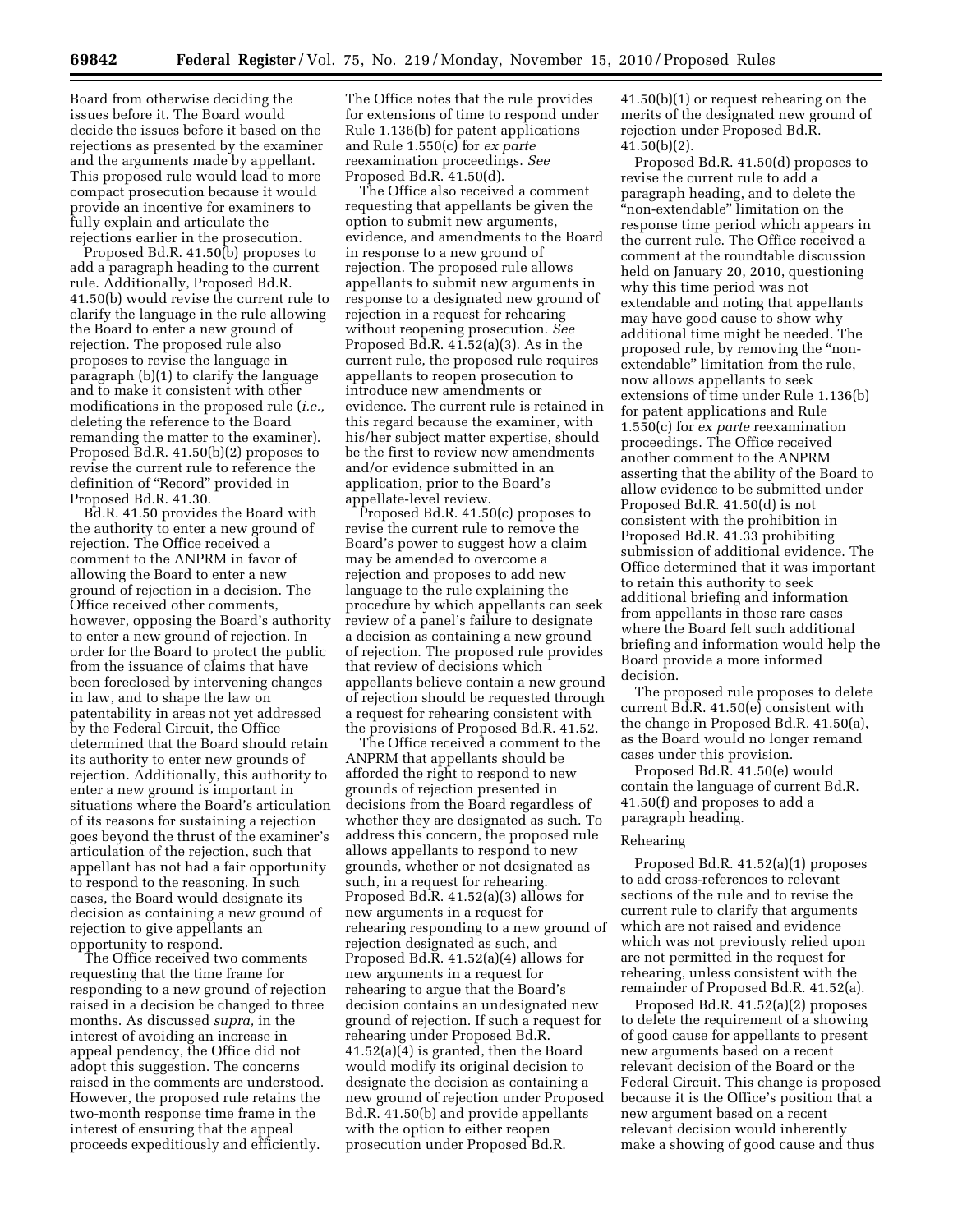Board from otherwise deciding the issues before it. The Board would decide the issues before it based on the rejections as presented by the examiner and the arguments made by appellant. This proposed rule would lead to more compact prosecution because it would provide an incentive for examiners to fully explain and articulate the rejections earlier in the prosecution.

Proposed Bd.R. 41.50(b) proposes to add a paragraph heading to the current rule. Additionally, Proposed Bd.R. 41.50(b) would revise the current rule to clarify the language in the rule allowing the Board to enter a new ground of rejection. The proposed rule also proposes to revise the language in paragraph (b)(1) to clarify the language and to make it consistent with other modifications in the proposed rule (*i.e.,* deleting the reference to the Board remanding the matter to the examiner). Proposed Bd.R. 41.50(b)(2) proposes to revise the current rule to reference the definition of "Record" provided in Proposed Bd.R. 41.30.

Bd.R. 41.50 provides the Board with the authority to enter a new ground of rejection. The Office received a comment to the ANPRM in favor of allowing the Board to enter a new ground of rejection in a decision. The Office received other comments, however, opposing the Board's authority to enter a new ground of rejection. In order for the Board to protect the public from the issuance of claims that have been foreclosed by intervening changes in law, and to shape the law on patentability in areas not yet addressed by the Federal Circuit, the Office determined that the Board should retain its authority to enter new grounds of rejection. Additionally, this authority to enter a new ground is important in situations where the Board's articulation of its reasons for sustaining a rejection goes beyond the thrust of the examiner's articulation of the rejection, such that appellant has not had a fair opportunity to respond to the reasoning. In such cases, the Board would designate its decision as containing a new ground of rejection to give appellants an opportunity to respond.

The Office received two comments requesting that the time frame for responding to a new ground of rejection raised in a decision be changed to three months. As discussed *supra,* in the interest of avoiding an increase in appeal pendency, the Office did not adopt this suggestion. The concerns raised in the comments are understood. However, the proposed rule retains the two-month response time frame in the interest of ensuring that the appeal proceeds expeditiously and efficiently. The Office notes that the rule provides for extensions of time to respond under Rule 1.136(b) for patent applications and Rule 1.550(c) for *ex parte* reexamination proceedings. *See* Proposed Bd.R. 41.50(d).

The Office also received a comment requesting that appellants be given the option to submit new arguments, evidence, and amendments to the Board in response to a new ground of rejection. The proposed rule allows appellants to submit new arguments in response to a designated new ground of rejection in a request for rehearing without reopening prosecution. *See* Proposed Bd.R. 41.52(a)(3). As in the current rule, the proposed rule requires appellants to reopen prosecution to introduce new amendments or evidence. The current rule is retained in this regard because the examiner, with his/her subject matter expertise, should be the first to review new amendments and/or evidence submitted in an application, prior to the Board's appellate-level review.

Proposed Bd.R. 41.50(c) proposes to revise the current rule to remove the Board's power to suggest how a claim may be amended to overcome a rejection and proposes to add new language to the rule explaining the procedure by which appellants can seek review of a panel's failure to designate a decision as containing a new ground of rejection. The proposed rule provides that review of decisions which appellants believe contain a new ground of rejection should be requested through a request for rehearing consistent with the provisions of Proposed Bd.R. 41.52.

The Office received a comment to the ANPRM that appellants should be afforded the right to respond to new grounds of rejection presented in decisions from the Board regardless of whether they are designated as such. To address this concern, the proposed rule allows appellants to respond to new grounds, whether or not designated as such, in a request for rehearing. Proposed Bd.R. 41.52(a)(3) allows for new arguments in a request for rehearing responding to a new ground of rejection designated as such, and Proposed Bd.R. 41.52(a)(4) allows for new arguments in a request for rehearing to argue that the Board's decision contains an undesignated new ground of rejection. If such a request for rehearing under Proposed Bd.R. 41.52(a)(4) is granted, then the Board would modify its original decision to designate the decision as containing a new ground of rejection under Proposed Bd.R. 41.50(b) and provide appellants with the option to either reopen prosecution under Proposed Bd.R. 41.50(b)(1) or request rehearing on the merits of the designated new ground of rejection under Proposed Bd.R. 41.50(b)(2).

Proposed Bd.R. 41.50(d) proposes to revise the current rule to add a paragraph heading, and to delete the "non-extendable" limitation on the response time period which appears in the current rule. The Office received a comment at the roundtable discussion held on January 20, 2010, questioning why this time period was not extendable and noting that appellants may have good cause to show why additional time might be needed. The proposed rule, by removing the "non-extendable" limitation from the rule, now allows appellants to seek extensions of time under Rule 1.136(b) for patent applications and Rule 1.550(c) for *ex parte* reexamination proceedings. The Office received another comment to the ANPRM asserting that the ability of the Board to allow evidence to be submitted under Proposed Bd.R. 41.50(d) is not consistent with the prohibition in Proposed Bd.R. 41.33 prohibiting submission of additional evidence. The Office determined that it was important to retain this authority to seek additional briefing and information from appellants in those rare cases where the Board felt such additional briefing and information would help the Board provide a more informed decision.

The proposed rule proposes to delete current Bd.R. 41.50(e) consistent with the change in Proposed Bd.R. 41.50(a), as the Board would no longer remand cases under this provision.

Proposed Bd.R. 41.50(e) would contain the language of current Bd.R. 41.50(f) and proposes to add a paragraph heading.

Rehearing

Proposed Bd.R. 41.52(a)(1) proposes to add cross-references to relevant sections of the rule and to revise the current rule to clarify that arguments which are not raised and evidence which was not previously relied upon are not permitted in the request for rehearing, unless consistent with the remainder of Proposed Bd.R. 41.52(a).

Proposed Bd.R. 41.52(a)(2) proposes to delete the requirement of a showing of good cause for appellants to present new arguments based on a recent relevant decision of the Board or the Federal Circuit. This change is proposed because it is the Office's position that a new argument based on a recent relevant decision would inherently make a showing of good cause and thus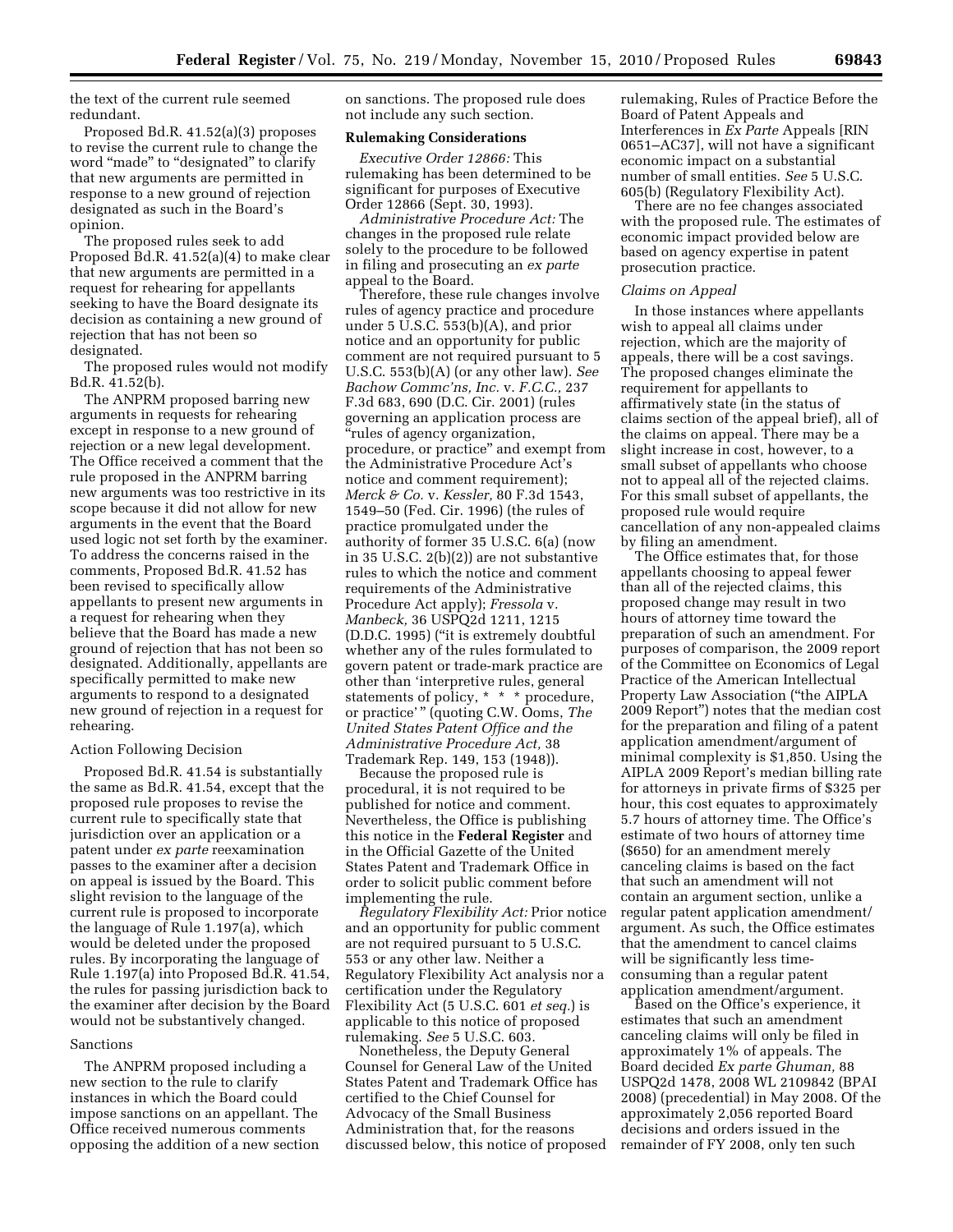the text of the current rule seemed redundant.

Proposed Bd.R. 41.52(a)(3) proposes to revise the current rule to change the word "made" to "designated" to clarify that new arguments are permitted in response to a new ground of rejection designated as such in the Board's opinion.

The proposed rules seek to add Proposed Bd.R. 41.52(a)(4) to make clear that new arguments are permitted in a request for rehearing for appellants seeking to have the Board designate its decision as containing a new ground of rejection that has not been so designated.

The proposed rules would not modify Bd.R. 41.52(b).

The ANPRM proposed barring new arguments in requests for rehearing except in response to a new ground of rejection or a new legal development. The Office received a comment that the rule proposed in the ANPRM barring new arguments was too restrictive in its scope because it did not allow for new arguments in the event that the Board used logic not set forth by the examiner. To address the concerns raised in the comments, Proposed Bd.R. 41.52 has been revised to specifically allow appellants to present new arguments in a request for rehearing when they believe that the Board has made a new ground of rejection that has not been so designated. Additionally, appellants are specifically permitted to make new arguments to respond to a designated new ground of rejection in a request for rehearing.

### Action Following Decision

Proposed Bd.R. 41.54 is substantially the same as Bd.R. 41.54, except that the proposed rule proposes to revise the current rule to specifically state that jurisdiction over an application or a patent under *ex parte* reexamination passes to the examiner after a decision on appeal is issued by the Board. This slight revision to the language of the current rule is proposed to incorporate the language of Rule 1.197(a), which would be deleted under the proposed rules. By incorporating the language of Rule 1.197(a) into Proposed Bd.R. 41.54, the rules for passing jurisdiction back to the examiner after decision by the Board would not be substantively changed.

### Sanctions

The ANPRM proposed including a new section to the rule to clarify instances in which the Board could impose sanctions on an appellant. The Office received numerous comments opposing the addition of a new section on sanctions. The proposed rule does not include any such section.

## Rulemaking Considerations

*Executive Order 12866:* This rulemaking has been determined to be significant for purposes of Executive Order 12866 (Sept. 30, 1993).

*Administrative Procedure Act:* The changes in the proposed rule relate solely to the procedure to be followed in filing and prosecuting an *ex parte* appeal to the Board.

Therefore, these rule changes involve rules of agency practice and procedure under 5 U.S.C. 553(b)(A), and prior notice and an opportunity for public comment are not required pursuant to 5 U.S.C. 553(b)(A) (or any other law). *See Bachow Commc'ns, Inc.* v. *F.C.C.,* 237 F.3d 683, 690 (D.C. Cir. 2001) (rules governing an application process are "rules of agency organization, procedure, or practice" and exempt from the Administrative Procedure Act's notice and comment requirement); *Merck & Co.* v. *Kessler,* 80 F.3d 1543, 1549–50 (Fed. Cir. 1996) (the rules of practice promulgated under the authority of former 35 U.S.C. 6(a) (now in 35 U.S.C. 2(b)(2)) are not substantive rules to which the notice and comment requirements of the Administrative Procedure Act apply); *Fressola* v. *Manbeck,* 36 USPQ2d 1211, 1215 (D.D.C. 1995) ("it is extremely doubtful whether any of the rules formulated to govern patent or trade-mark practice are other than 'interpretive rules, general statements of policy, * * * procedure, or practice' " (quoting C.W. Ooms, *The United States Patent Office and the Administrative Procedure Act,* 38 Trademark Rep. 149, 153 (1948)).

Because the proposed rule is procedural, it is not required to be published for notice and comment. Nevertheless, the Office is publishing this notice in the **Federal Register** and in the Official Gazette of the United States Patent and Trademark Office in order to solicit public comment before implementing the rule.

*Regulatory Flexibility Act:* Prior notice and an opportunity for public comment are not required pursuant to 5 U.S.C. 553 or any other law. Neither a Regulatory Flexibility Act analysis nor a certification under the Regulatory Flexibility Act (5 U.S.C. 601 *et seq.*) is applicable to this notice of proposed rulemaking. *See* 5 U.S.C. 603.

Nonetheless, the Deputy General Counsel for General Law of the United States Patent and Trademark Office has certified to the Chief Counsel for Advocacy of the Small Business Administration that, for the reasons discussed below, this notice of proposed rulemaking, Rules of Practice Before the Board of Patent Appeals and Interferences in *Ex Parte* Appeals [RIN 0651–AC37], will not have a significant economic impact on a substantial number of small entities. *See* 5 U.S.C. 605(b) (Regulatory Flexibility Act).

There are no fee changes associated with the proposed rule. The estimates of economic impact provided below are based on agency expertise in patent prosecution practice.

### *Claims on Appeal*

In those instances where appellants wish to appeal all claims under rejection, which are the majority of appeals, there will be a cost savings. The proposed changes eliminate the requirement for appellants to affirmatively state (in the status of claims section of the appeal brief), all of the claims on appeal. There may be a slight increase in cost, however, to a small subset of appellants who choose not to appeal all of the rejected claims. For this small subset of appellants, the proposed rule would require cancellation of any non-appealed claims by filing an amendment.

The Office estimates that, for those appellants choosing to appeal fewer than all of the rejected claims, this proposed change may result in two hours of attorney time toward the preparation of such an amendment. For purposes of comparison, the 2009 report of the Committee on Economics of Legal Practice of the American Intellectual Property Law Association ("the AIPLA 2009 Report") notes that the median cost for the preparation and filing of a patent application amendment/argument of minimal complexity is $1,850. Using the AIPLA 2009 Report's median billing rate for attorneys in private firms of $325 per hour, this cost equates to approximately 5.7 hours of attorney time. The Office's estimate of two hours of attorney time ($650) for an amendment merely canceling claims is based on the fact that such an amendment will not contain an argument section, unlike a regular patent application amendment/argument. As such, the Office estimates that the amendment to cancel claims will be significantly less time-consuming than a regular patent application amendment/argument.

Based on the Office's experience, it estimates that such an amendment canceling claims will only be filed in approximately 1% of appeals. The Board decided *Ex parte Ghuman,* 88 USPQ2d 1478, 2008 WL 2109842 (BPAI 2008) (precedential) in May 2008. Of the approximately 2,056 reported Board decisions and orders issued in the remainder of FY 2008, only ten such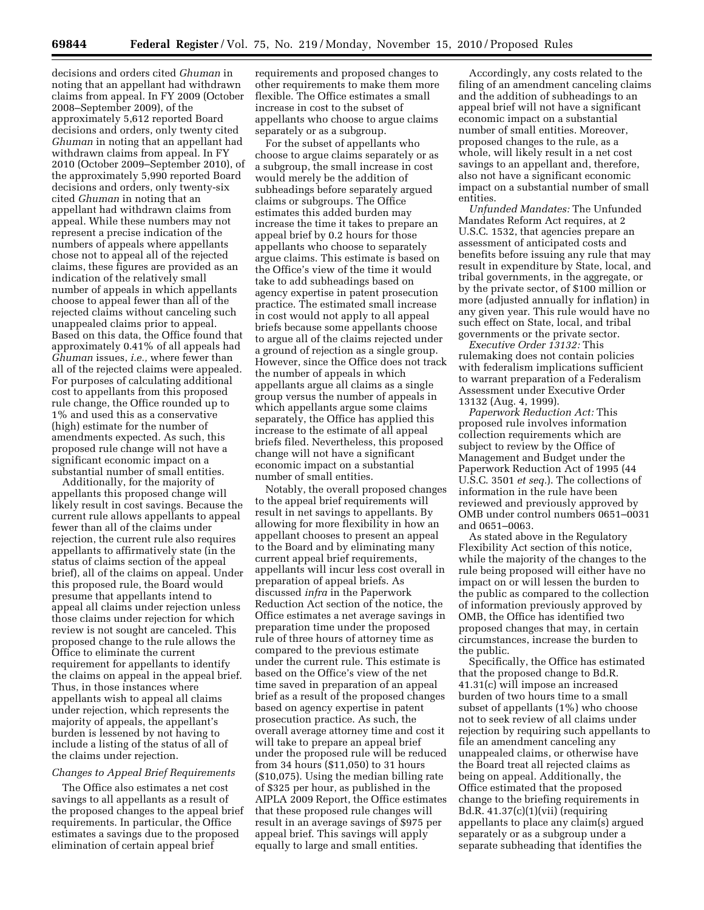decisions and orders cited *Ghuman* in noting that an appellant had withdrawn claims from appeal. In FY 2009 (October 2008–September 2009), of the approximately 5,612 reported Board decisions and orders, only twenty cited *Ghuman* in noting that an appellant had withdrawn claims from appeal. In FY 2010 (October 2009–September 2010), of the approximately 5,990 reported Board decisions and orders, only twenty-six cited *Ghuman* in noting that an appellant had withdrawn claims from appeal. While these numbers may not represent a precise indication of the numbers of appeals where appellants chose not to appeal all of the rejected claims, these figures are provided as an indication of the relatively small number of appeals in which appellants choose to appeal fewer than all of the rejected claims without canceling such unappealed claims prior to appeal. Based on this data, the Office found that approximately 0.41% of all appeals had *Ghuman* issues, *i.e.,* where fewer than all of the rejected claims were appealed. For purposes of calculating additional cost to appellants from this proposed rule change, the Office rounded up to 1% and used this as a conservative (high) estimate for the number of amendments expected. As such, this proposed rule change will not have a significant economic impact on a substantial number of small entities.

Additionally, for the majority of appellants this proposed change will likely result in cost savings. Because the current rule allows appellants to appeal fewer than all of the claims under rejection, the current rule also requires appellants to affirmatively state (in the status of claims section of the appeal brief), all of the claims on appeal. Under this proposed rule, the Board would presume that appellants intend to appeal all claims under rejection unless those claims under rejection for which review is not sought are canceled. This proposed change to the rule allows the Office to eliminate the current requirement for appellants to identify the claims on appeal in the appeal brief. Thus, in those instances where appellants wish to appeal all claims under rejection, which represents the majority of appeals, the appellant's burden is lessened by not having to include a listing of the status of all of the claims under rejection.

*Changes to Appeal Brief Requirements*

The Office also estimates a net cost savings to all appellants as a result of the proposed changes to the appeal brief requirements. In particular, the Office estimates a savings due to the proposed elimination of certain appeal brief requirements and proposed changes to other requirements to make them more flexible. The Office estimates a small increase in cost to the subset of appellants who choose to argue claims separately or as a subgroup.

For the subset of appellants who choose to argue claims separately or as a subgroup, the small increase in cost would merely be the addition of subheadings before separately argued claims or subgroups. The Office estimates this added burden may increase the time it takes to prepare an appeal brief by 0.2 hours for those appellants who choose to separately argue claims. This estimate is based on the Office's view of the time it would take to add subheadings based on agency expertise in patent prosecution practice. The estimated small increase in cost would not apply to all appeal briefs because some appellants choose to argue all of the claims rejected under a ground of rejection as a single group. However, since the Office does not track the number of appeals in which appellants argue all claims as a single group versus the number of appeals in which appellants argue some claims separately, the Office has applied this increase to the estimate of all appeal briefs filed. Nevertheless, this proposed change will not have a significant economic impact on a substantial number of small entities.

Notably, the overall proposed changes to the appeal brief requirements will result in net savings to appellants. By allowing for more flexibility in how an appellant chooses to present an appeal to the Board and by eliminating many current appeal brief requirements, appellants will incur less cost overall in preparation of appeal briefs. As discussed *infra* in the Paperwork Reduction Act section of the notice, the Office estimates a net average savings in preparation time under the proposed rule of three hours of attorney time as compared to the previous estimate under the current rule. This estimate is based on the Office's view of the net time saved in preparation of an appeal brief as a result of the proposed changes based on agency expertise in patent prosecution practice. As such, the overall average attorney time and cost it will take to prepare an appeal brief under the proposed rule will be reduced from 34 hours ($11,050) to 31 hours ($10,075). Using the median billing rate of $325 per hour, as published in the AIPLA 2009 Report, the Office estimates that these proposed rule changes will result in an average savings of $975 per appeal brief. This savings will apply equally to large and small entities.

Accordingly, any costs related to the filing of an amendment canceling claims and the addition of subheadings to an appeal brief will not have a significant economic impact on a substantial number of small entities. Moreover, proposed changes to the rule, as a whole, will likely result in a net cost savings to an appellant and, therefore, also not have a significant economic impact on a substantial number of small entities.

*Unfunded Mandates:* The Unfunded Mandates Reform Act requires, at 2 U.S.C. 1532, that agencies prepare an assessment of anticipated costs and benefits before issuing any rule that may result in expenditure by State, local, and tribal governments, in the aggregate, or by the private sector, of $100 million or more (adjusted annually for inflation) in any given year. This rule would have no such effect on State, local, and tribal governments or the private sector.

*Executive Order 13132:* This rulemaking does not contain policies with federalism implications sufficient to warrant preparation of a Federalism Assessment under Executive Order 13132 (Aug. 4, 1999).

*Paperwork Reduction Act:* This proposed rule involves information collection requirements which are subject to review by the Office of Management and Budget under the Paperwork Reduction Act of 1995 (44 U.S.C. 3501 *et seq.*). The collections of information in the rule have been reviewed and previously approved by OMB under control numbers 0651–0031 and 0651–0063.

As stated above in the Regulatory Flexibility Act section of this notice, while the majority of the changes to the rule being proposed will either have no impact on or will lessen the burden to the public as compared to the collection of information previously approved by OMB, the Office has identified two proposed changes that may, in certain circumstances, increase the burden to the public.

Specifically, the Office has estimated that the proposed change to Bd.R. 41.31(c) will impose an increased burden of two hours time to a small subset of appellants (1%) who choose not to seek review of all claims under rejection by requiring such appellants to file an amendment canceling any unappealed claims, or otherwise have the Board treat all rejected claims as being on appeal. Additionally, the Office estimated that the proposed change to the briefing requirements in Bd.R. 41.37(c)(1)(vii) (requiring appellants to place any claim(s) argued separately or as a subgroup under a separate subheading that identifies the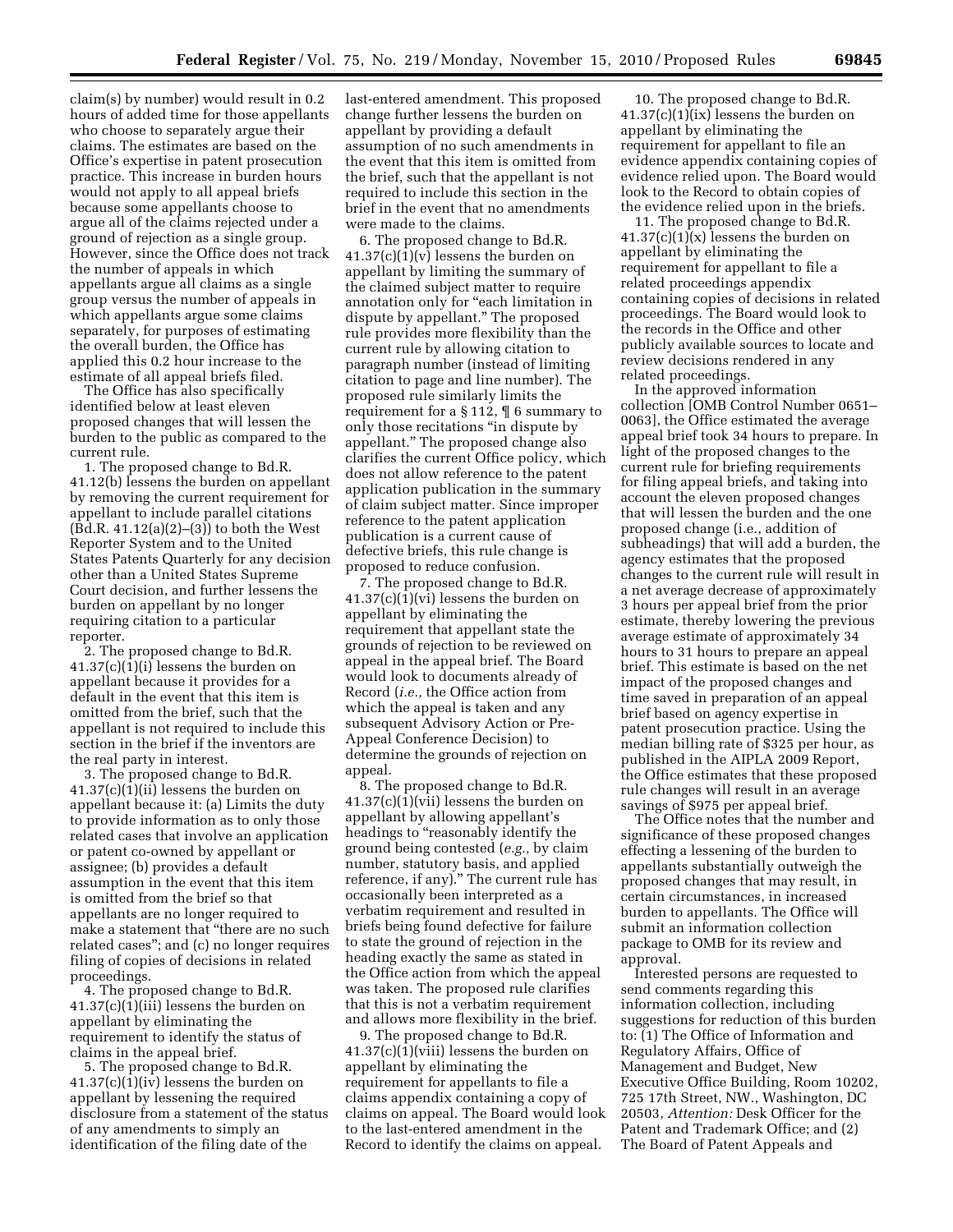claim(s) by number) would result in 0.2 hours of added time for those appellants who choose to separately argue their claims. The estimates are based on the Office's expertise in patent prosecution practice. This increase in burden hours would not apply to all appeal briefs because some appellants choose to argue all of the claims rejected under a ground of rejection as a single group. However, since the Office does not track the number of appeals in which appellants argue all claims as a single group versus the number of appeals in which appellants argue some claims separately, for purposes of estimating the overall burden, the Office has applied this 0.2 hour increase to the estimate of all appeal briefs filed.

The Office has also specifically identified below at least eleven proposed changes that will lessen the burden to the public as compared to the current rule.

1. The proposed change to Bd.R. 41.12(b) lessens the burden on appellant by removing the current requirement for appellant to include parallel citations (Bd.R. 41.12(a)(2)–(3)) to both the West Reporter System and to the United States Patents Quarterly for any decision other than a United States Supreme Court decision, and further lessens the burden on appellant by no longer requiring citation to a particular reporter.

2. The proposed change to Bd.R. 41.37(c)(1)(i) lessens the burden on appellant because it provides for a default in the event that this item is omitted from the brief, such that the appellant is not required to include this section in the brief if the inventors are the real party in interest.

3. The proposed change to Bd.R. 41.37(c)(1)(ii) lessens the burden on appellant because it: (a) Limits the duty to provide information as to only those related cases that involve an application or patent co-owned by appellant or assignee; (b) provides a default assumption in the event that this item is omitted from the brief so that appellants are no longer required to make a statement that "there are no such related cases"; and (c) no longer requires filing of copies of decisions in related proceedings.

4. The proposed change to Bd.R. 41.37(c)(1)(iii) lessens the burden on appellant by eliminating the requirement to identify the status of claims in the appeal brief.

5. The proposed change to Bd.R. 41.37(c)(1)(iv) lessens the burden on appellant by lessening the required disclosure from a statement of the status of any amendments to simply an identification of the filing date of the last-entered amendment. This proposed change further lessens the burden on appellant by providing a default assumption of no such amendments in the event that this item is omitted from the brief, such that the appellant is not required to include this section in the brief in the event that no amendments were made to the claims.

6. The proposed change to Bd.R. 41.37(c)(1)(v) lessens the burden on appellant by limiting the summary of the claimed subject matter to require annotation only for "each limitation in dispute by appellant." The proposed rule provides more flexibility than the current rule by allowing citation to paragraph number (instead of limiting citation to page and line number). The proposed rule similarly limits the requirement for a § 112, ¶ 6 summary to only those recitations "in dispute by appellant." The proposed change also clarifies the current Office policy, which does not allow reference to the patent application publication in the summary of claim subject matter. Since improper reference to the patent application publication is a current cause of defective briefs, this rule change is proposed to reduce confusion.

7. The proposed change to Bd.R. 41.37(c)(1)(vi) lessens the burden on appellant by eliminating the requirement that appellant state the grounds of rejection to be reviewed on appeal in the appeal brief. The Board would look to documents already of Record (*i.e.,* the Office action from which the appeal is taken and any subsequent Advisory Action or Pre-Appeal Conference Decision) to determine the grounds of rejection on appeal.

8. The proposed change to Bd.R. 41.37(c)(1)(vii) lessens the burden on appellant by allowing appellant's headings to "reasonably identify the ground being contested (*e.g.,* by claim number, statutory basis, and applied reference, if any)." The current rule has occasionally been interpreted as a verbatim requirement and resulted in briefs being found defective for failure to state the ground of rejection in the heading exactly the same as stated in the Office action from which the appeal was taken. The proposed rule clarifies that this is not a verbatim requirement and allows more flexibility in the brief.

9. The proposed change to Bd.R. 41.37(c)(1)(viii) lessens the burden on appellant by eliminating the requirement for appellants to file a claims appendix containing a copy of claims on appeal. The Board would look to the last-entered amendment in the Record to identify the claims on appeal.

10. The proposed change to Bd.R. 41.37(c)(1)(ix) lessens the burden on appellant by eliminating the requirement for appellant to file an evidence appendix containing copies of evidence relied upon. The Board would look to the Record to obtain copies of the evidence relied upon in the briefs.

11. The proposed change to Bd.R. 41.37(c)(1)(x) lessens the burden on appellant by eliminating the requirement for appellant to file a related proceedings appendix containing copies of decisions in related proceedings. The Board would look to the records in the Office and other publicly available sources to locate and review decisions rendered in any related proceedings.

In the approved information collection [OMB Control Number 0651–0063], the Office estimated the average appeal brief took 34 hours to prepare. In light of the proposed changes to the current rule for briefing requirements for filing appeal briefs, and taking into account the eleven proposed changes that will lessen the burden and the one proposed change (i.e., addition of subheadings) that will add a burden, the agency estimates that the proposed changes to the current rule will result in a net average decrease of approximately 3 hours per appeal brief from the prior estimate, thereby lowering the previous average estimate of approximately 34 hours to 31 hours to prepare an appeal brief. This estimate is based on the net impact of the proposed changes and time saved in preparation of an appeal brief based on agency expertise in patent prosecution practice. Using the median billing rate of $325 per hour, as published in the AIPLA 2009 Report, the Office estimates that these proposed rule changes will result in an average savings of $975 per appeal brief.

The Office notes that the number and significance of these proposed changes effecting a lessening of the burden to appellants substantially outweigh the proposed changes that may result, in certain circumstances, in increased burden to appellants. The Office will submit an information collection package to OMB for its review and approval.

Interested persons are requested to send comments regarding this information collection, including suggestions for reduction of this burden to: (1) The Office of Information and Regulatory Affairs, Office of Management and Budget, New Executive Office Building, Room 10202, 725 17th Street, NW., Washington, DC 20503, *Attention:* Desk Officer for the Patent and Trademark Office; and (2) The Board of Patent Appeals and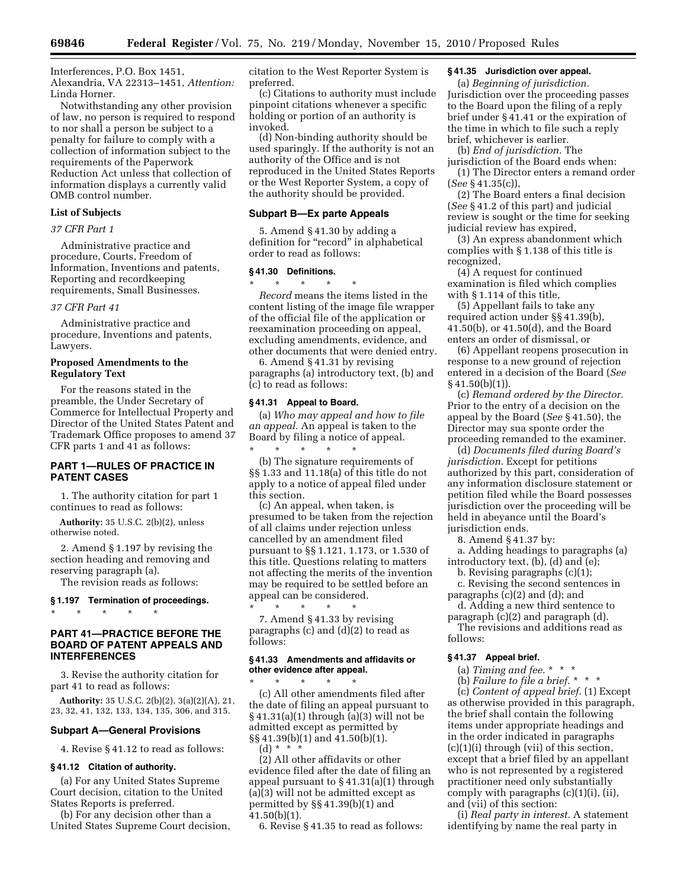Interferences, P.O. Box 1451, Alexandria, VA 22313–1451, *Attention:* Linda Horner.

Notwithstanding any other provision of law, no person is required to respond to nor shall a person be subject to a penalty for failure to comply with a collection of information subject to the requirements of the Paperwork Reduction Act unless that collection of information displays a currently valid OMB control number.

**List of Subjects**

*37 CFR Part 1*

Administrative practice and procedure, Courts, Freedom of Information, Inventions and patents, Reporting and recordkeeping requirements, Small Businesses.

*37 CFR Part 41*

Administrative practice and procedure, Inventions and patents, Lawyers.

**Proposed Amendments to the Regulatory Text**

For the reasons stated in the preamble, the Under Secretary of Commerce for Intellectual Property and Director of the United States Patent and Trademark Office proposes to amend 37 CFR parts 1 and 41 as follows:

## PART 1—RULES OF PRACTICE IN PATENT CASES

1. The authority citation for part 1 continues to read as follows:

**Authority:** 35 U.S.C. 2(b)(2), unless otherwise noted.

2. Amend § 1.197 by revising the section heading and removing and reserving paragraph (a).

The revision reads as follows:

**§ 1.197 Termination of proceedings.**

\* \* \* \* \*

## PART 41—PRACTICE BEFORE THE BOARD OF PATENT APPEALS AND INTERFERENCES

3. Revise the authority citation for part 41 to read as follows:

**Authority:** 35 U.S.C. 2(b)(2), 3(a)(2)(A), 21, 23, 32, 41, 132, 133, 134, 135, 306, and 315.

### Subpart A—General Provisions

4. Revise § 41.12 to read as follows:

**§ 41.12 Citation of authority.**

(a) For any United States Supreme Court decision, citation to the United States Reports is preferred.

(b) For any decision other than a United States Supreme Court decision, citation to the West Reporter System is preferred.

(c) Citations to authority must include pinpoint citations whenever a specific holding or portion of an authority is invoked.

(d) Non-binding authority should be used sparingly. If the authority is not an authority of the Office and is not reproduced in the United States Reports or the West Reporter System, a copy of the authority should be provided.

### Subpart B—Ex parte Appeals

5. Amend § 41.30 by adding a definition for "record" in alphabetical order to read as follows:

**§ 41.30 Definitions.**

\* \* \* \* \*

*Record* means the items listed in the content listing of the image file wrapper of the official file of the application or reexamination proceeding on appeal, excluding amendments, evidence, and other documents that were denied entry.

6. Amend § 41.31 by revising paragraphs (a) introductory text, (b) and (c) to read as follows:

**§ 41.31 Appeal to Board.**

(a) *Who may appeal and how to file an appeal.* An appeal is taken to the Board by filing a notice of appeal.

\* \* \* \* \*

(b) The signature requirements of §§ 1.33 and 11.18(a) of this title do not apply to a notice of appeal filed under this section.

(c) An appeal, when taken, is presumed to be taken from the rejection of all claims under rejection unless cancelled by an amendment filed pursuant to §§ 1.121, 1.173, or 1.530 of this title. Questions relating to matters not affecting the merits of the invention may be required to be settled before an appeal can be considered.

\* \* \* \* \*

7. Amend § 41.33 by revising paragraphs (c) and (d)(2) to read as follows:

**§ 41.33 Amendments and affidavits or other evidence after appeal.**

\* \* \* \* \*

(c) All other amendments filed after the date of filing an appeal pursuant to § 41.31(a)(1) through (a)(3) will not be admitted except as permitted by §§ 41.39(b)(1) and 41.50(b)(1).

(d) \* \* \*

(2) All other affidavits or other evidence filed after the date of filing an appeal pursuant to § 41.31(a)(1) through (a)(3) will not be admitted except as permitted by §§ 41.39(b)(1) and 41.50(b)(1).

6. Revise § 41.35 to read as follows:

**§ 41.35 Jurisdiction over appeal.**

(a) *Beginning of jurisdiction.* Jurisdiction over the proceeding passes to the Board upon the filing of a reply brief under § 41.41 or the expiration of the time in which to file such a reply brief, whichever is earlier.

(b) *End of jurisdiction.* The jurisdiction of the Board ends when:

(1) The Director enters a remand order (*See* § 41.35(c)),

(2) The Board enters a final decision (*See* § 41.2 of this part) and judicial review is sought or the time for seeking judicial review has expired,

(3) An express abandonment which complies with § 1.138 of this title is recognized,

(4) A request for continued examination is filed which complies with § 1.114 of this title,

(5) Appellant fails to take any required action under §§ 41.39(b), 41.50(b), or 41.50(d), and the Board enters an order of dismissal, or

(6) Appellant reopens prosecution in response to a new ground of rejection entered in a decision of the Board (*See* § 41.50(b)(1)).

(c) *Remand ordered by the Director.* Prior to the entry of a decision on the appeal by the Board (*See* § 41.50), the Director may sua sponte order the proceeding remanded to the examiner.

(d) *Documents filed during Board's jurisdiction.* Except for petitions authorized by this part, consideration of any information disclosure statement or petition filed while the Board possesses jurisdiction over the proceeding will be held in abeyance until the Board's jurisdiction ends.

8. Amend § 41.37 by:

a. Adding headings to paragraphs (a) introductory text, (b), (d) and (e);

b. Revising paragraphs (c)(1);

c. Revising the second sentences in paragraphs (c)(2) and (d); and

d. Adding a new third sentence to paragraph (c)(2) and paragraph (d).

The revisions and additions read as follows:

**§ 41.37 Appeal brief.**

(a) *Timing and fee.* \* \* \*

(b) *Failure to file a brief.* \* \* \*

(c) *Content of appeal brief.* (1) Except as otherwise provided in this paragraph, the brief shall contain the following items under appropriate headings and in the order indicated in paragraphs (c)(1)(i) through (vii) of this section, except that a brief filed by an appellant who is not represented by a registered practitioner need only substantially comply with paragraphs (c)(1)(i), (ii), and (vii) of this section:

(i) *Real party in interest.* A statement identifying by name the real party in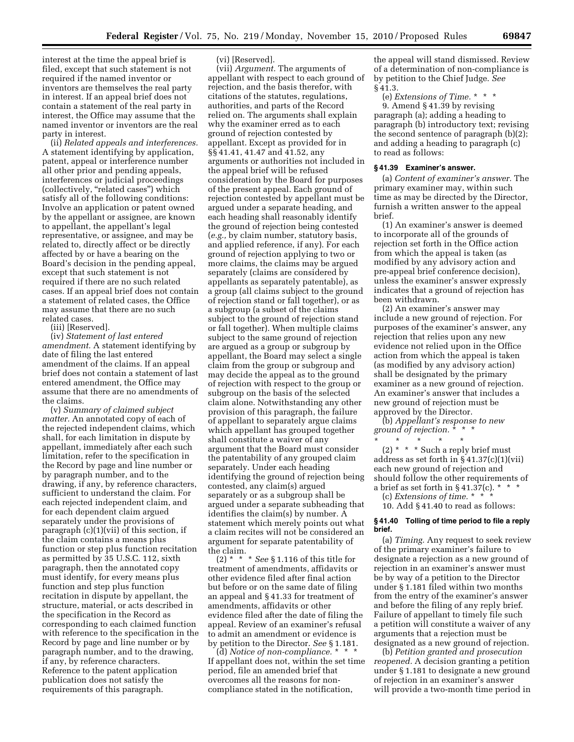interest at the time the appeal brief is filed, except that such statement is not required if the named inventor or inventors are themselves the real party in interest. If an appeal brief does not contain a statement of the real party in interest, the Office may assume that the named inventor or inventors are the real party in interest.

(ii) *Related appeals and interferences.* A statement identifying by application, patent, appeal or interference number all other prior and pending appeals, interferences or judicial proceedings (collectively, "related cases") which satisfy all of the following conditions: Involve an application or patent owned by the appellant or assignee, are known to appellant, the appellant's legal representative, or assignee, and may be related to, directly affect or be directly affected by or have a bearing on the Board's decision in the pending appeal, except that such statement is not required if there are no such related cases. If an appeal brief does not contain a statement of related cases, the Office may assume that there are no such related cases.

(iii) [Reserved].

(iv) *Statement of last entered amendment.* A statement identifying by date of filing the last entered amendment of the claims. If an appeal brief does not contain a statement of last entered amendment, the Office may assume that there are no amendments of the claims.

(v) *Summary of claimed subject matter.* An annotated copy of each of the rejected independent claims, which shall, for each limitation in dispute by appellant, immediately after each such limitation, refer to the specification in the Record by page and line number or by paragraph number, and to the drawing, if any, by reference characters, sufficient to understand the claim. For each rejected independent claim, and for each dependent claim argued separately under the provisions of paragraph (c)(1)(vii) of this section, if the claim contains a means plus function or step plus function recitation as permitted by 35 U.S.C. 112, sixth paragraph, then the annotated copy must identify, for every means plus function and step plus function recitation in dispute by appellant, the structure, material, or acts described in the specification in the Record as corresponding to each claimed function with reference to the specification in the Record by page and line number or by paragraph number, and to the drawing, if any, by reference characters. Reference to the patent application publication does not satisfy the requirements of this paragraph.

(vi) [Reserved].

(vii) *Argument.* The arguments of appellant with respect to each ground of rejection, and the basis therefor, with citations of the statutes, regulations, authorities, and parts of the Record relied on. The arguments shall explain why the examiner erred as to each ground of rejection contested by appellant. Except as provided for in §§ 41.41, 41.47 and 41.52, any arguments or authorities not included in the appeal brief will be refused consideration by the Board for purposes of the present appeal. Each ground of rejection contested by appellant must be argued under a separate heading, and each heading shall reasonably identify the ground of rejection being contested (*e.g.,* by claim number, statutory basis, and applied reference, if any). For each ground of rejection applying to two or more claims, the claims may be argued separately (claims are considered by appellants as separately patentable), as a group (all claims subject to the ground of rejection stand or fall together), or as a subgroup (a subset of the claims subject to the ground of rejection stand or fall together). When multiple claims subject to the same ground of rejection are argued as a group or subgroup by appellant, the Board may select a single claim from the group or subgroup and may decide the appeal as to the ground of rejection with respect to the group or subgroup on the basis of the selected claim alone. Notwithstanding any other provision of this paragraph, the failure of appellant to separately argue claims which appellant has grouped together shall constitute a waiver of any argument that the Board must consider the patentability of any grouped claim separately. Under each heading identifying the ground of rejection being contested, any claim(s) argued separately or as a subgroup shall be argued under a separate subheading that identifies the claim(s) by number. A statement which merely points out what a claim recites will not be considered an argument for separate patentability of the claim.

(2) * * * *See* § 1.116 of this title for treatment of amendments, affidavits or other evidence filed after final action but before or on the same date of filing an appeal and § 41.33 for treatment of amendments, affidavits or other evidence filed after the date of filing the appeal. Review of an examiner's refusal to admit an amendment or evidence is by petition to the Director. *See* § 1.181.

(d) *Notice of non-compliance.* * * * If appellant does not, within the set time period, file an amended brief that overcomes all the reasons for non-compliance stated in the notification, the appeal will stand dismissed. Review of a determination of non-compliance is by petition to the Chief Judge. *See* § 41.3.

(e) *Extensions of Time.* * * *

9. Amend § 41.39 by revising paragraph (a); adding a heading to paragraph (b) introductory text; revising the second sentence of paragraph (b)(2); and adding a heading to paragraph (c) to read as follows:

**§ 41.39 Examiner's answer.**

(a) *Content of examiner's answer.* The primary examiner may, within such time as may be directed by the Director, furnish a written answer to the appeal brief.

(1) An examiner's answer is deemed to incorporate all of the grounds of rejection set forth in the Office action from which the appeal is taken (as modified by any advisory action and pre-appeal brief conference decision), unless the examiner's answer expressly indicates that a ground of rejection has been withdrawn.

(2) An examiner's answer may include a new ground of rejection. For purposes of the examiner's answer, any rejection that relies upon any new evidence not relied upon in the Office action from which the appeal is taken (as modified by any advisory action) shall be designated by the primary examiner as a new ground of rejection. An examiner's answer that includes a new ground of rejection must be approved by the Director.

(b) *Appellant's response to new ground of rejection.* * * *

\* \* \* \* \*

(2) * * * Such a reply brief must address as set forth in § 41.37(c)(1)(vii) each new ground of rejection and should follow the other requirements of a brief as set forth in § 41.37(c). * * *

(c) *Extensions of time.* * * *

10. Add § 41.40 to read as follows:

**§ 41.40 Tolling of time period to file a reply brief.**

(a) *Timing.* Any request to seek review of the primary examiner's failure to designate a rejection as a new ground of rejection in an examiner's answer must be by way of a petition to the Director under § 1.181 filed within two months from the entry of the examiner's answer and before the filing of any reply brief. Failure of appellant to timely file such a petition will constitute a waiver of any arguments that a rejection must be designated as a new ground of rejection.

(b) *Petition granted and prosecution reopened.* A decision granting a petition under § 1.181 to designate a new ground of rejection in an examiner's answer will provide a two-month time period in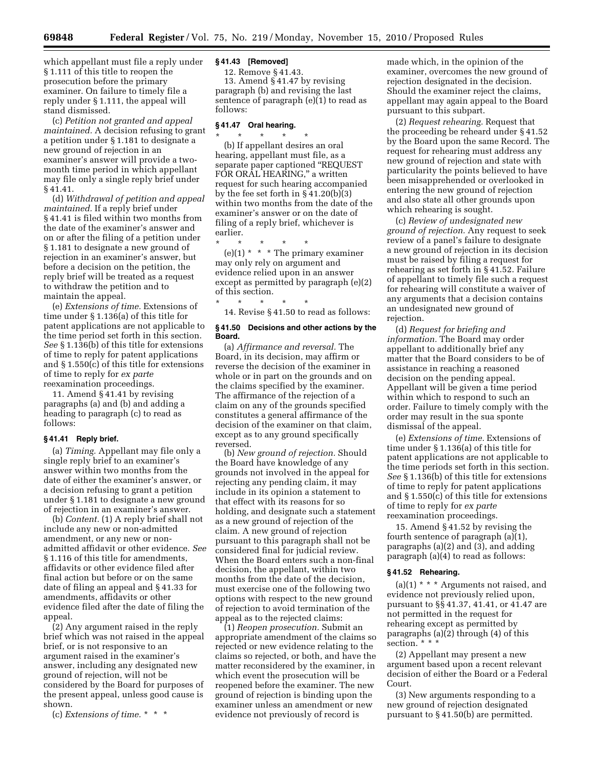which appellant must file a reply under § 1.111 of this title to reopen the prosecution before the primary examiner. On failure to timely file a reply under § 1.111, the appeal will stand dismissed.

(c) *Petition not granted and appeal maintained.* A decision refusing to grant a petition under § 1.181 to designate a new ground of rejection in an examiner's answer will provide a two-month time period in which appellant may file only a single reply brief under § 41.41.

(d) *Withdrawal of petition and appeal maintained.* If a reply brief under § 41.41 is filed within two months from the date of the examiner's answer and on or after the filing of a petition under § 1.181 to designate a new ground of rejection in an examiner's answer, but before a decision on the petition, the reply brief will be treated as a request to withdraw the petition and to maintain the appeal.

(e) *Extensions of time.* Extensions of time under § 1.136(a) of this title for patent applications are not applicable to the time period set forth in this section. *See* § 1.136(b) of this title for extensions of time to reply for patent applications and § 1.550(c) of this title for extensions of time to reply for *ex parte* reexamination proceedings.

11. Amend § 41.41 by revising paragraphs (a) and (b) and adding a heading to paragraph (c) to read as follows:

### § 41.41 Reply brief.

(a) *Timing.* Appellant may file only a single reply brief to an examiner's answer within two months from the date of either the examiner's answer, or a decision refusing to grant a petition under § 1.181 to designate a new ground of rejection in an examiner's answer.

(b) *Content.* (1) A reply brief shall not include any new or non-admitted amendment, or any new or non-admitted affidavit or other evidence. *See* § 1.116 of this title for amendments, affidavits or other evidence filed after final action but before or on the same date of filing an appeal and § 41.33 for amendments, affidavits or other evidence filed after the date of filing the appeal.

(2) Any argument raised in the reply brief which was not raised in the appeal brief, or is not responsive to an argument raised in the examiner's answer, including any designated new ground of rejection, will not be considered by the Board for purposes of the present appeal, unless good cause is shown.

(c) *Extensions of time.* * * *

### § 41.43 [Removed]

12. Remove § 41.43.

13. Amend § 41.47 by revising paragraph (b) and revising the last sentence of paragraph (e)(1) to read as follows:

### § 41.47 Oral hearing.

\* \* \* \* \*

(b) If appellant desires an oral hearing, appellant must file, as a separate paper captioned "REQUEST FOR ORAL HEARING," a written request for such hearing accompanied by the fee set forth in § 41.20(b)(3) within two months from the date of the examiner's answer or on the date of filing of a reply brief, whichever is earlier.

\* \* \* \* \*

(e)(1) * * * The primary examiner may only rely on argument and evidence relied upon in an answer except as permitted by paragraph (e)(2) of this section.

\* \* \* \* \*

14. Revise § 41.50 to read as follows:

### § 41.50 Decisions and other actions by the Board.

(a) *Affirmance and reversal.* The Board, in its decision, may affirm or reverse the decision of the examiner in whole or in part on the grounds and on the claims specified by the examiner. The affirmance of the rejection of a claim on any of the grounds specified constitutes a general affirmance of the decision of the examiner on that claim, except as to any ground specifically reversed.

(b) *New ground of rejection.* Should the Board have knowledge of any grounds not involved in the appeal for rejecting any pending claim, it may include in its opinion a statement to that effect with its reasons for so holding, and designate such a statement as a new ground of rejection of the claim. A new ground of rejection pursuant to this paragraph shall not be considered final for judicial review. When the Board enters such a non-final decision, the appellant, within two months from the date of the decision, must exercise one of the following two options with respect to the new ground of rejection to avoid termination of the appeal as to the rejected claims:

(1) *Reopen prosecution.* Submit an appropriate amendment of the claims so rejected or new evidence relating to the claims so rejected, or both, and have the matter reconsidered by the examiner, in which event the prosecution will be reopened before the examiner. The new ground of rejection is binding upon the examiner unless an amendment or new evidence not previously of record is made which, in the opinion of the examiner, overcomes the new ground of rejection designated in the decision. Should the examiner reject the claims, appellant may again appeal to the Board pursuant to this subpart.

(2) *Request rehearing.* Request that the proceeding be reheard under § 41.52 by the Board upon the same Record. The request for rehearing must address any new ground of rejection and state with particularity the points believed to have been misapprehended or overlooked in entering the new ground of rejection and also state all other grounds upon which rehearing is sought.

(c) *Review of undesignated new ground of rejection.* Any request to seek review of a panel's failure to designate a new ground of rejection in its decision must be raised by filing a request for rehearing as set forth in § 41.52. Failure of appellant to timely file such a request for rehearing will constitute a waiver of any arguments that a decision contains an undesignated new ground of rejection.

(d) *Request for briefing and information.* The Board may order appellant to additionally brief any matter that the Board considers to be of assistance in reaching a reasoned decision on the pending appeal. Appellant will be given a time period within which to respond to such an order. Failure to timely comply with the order may result in the sua sponte dismissal of the appeal.

(e) *Extensions of time.* Extensions of time under § 1.136(a) of this title for patent applications are not applicable to the time periods set forth in this section. *See* § 1.136(b) of this title for extensions of time to reply for patent applications and § 1.550(c) of this title for extensions of time to reply for *ex parte* reexamination proceedings.

15. Amend § 41.52 by revising the fourth sentence of paragraph (a)(1), paragraphs (a)(2) and (3), and adding paragraph (a)(4) to read as follows:

### § 41.52 Rehearing.

(a)(1) * * * Arguments not raised, and evidence not previously relied upon, pursuant to §§ 41.37, 41.41, or 41.47 are not permitted in the request for rehearing except as permitted by paragraphs (a)(2) through (4) of this section. * * *

(2) Appellant may present a new argument based upon a recent relevant decision of either the Board or a Federal Court.

(3) New arguments responding to a new ground of rejection designated pursuant to § 41.50(b) are permitted.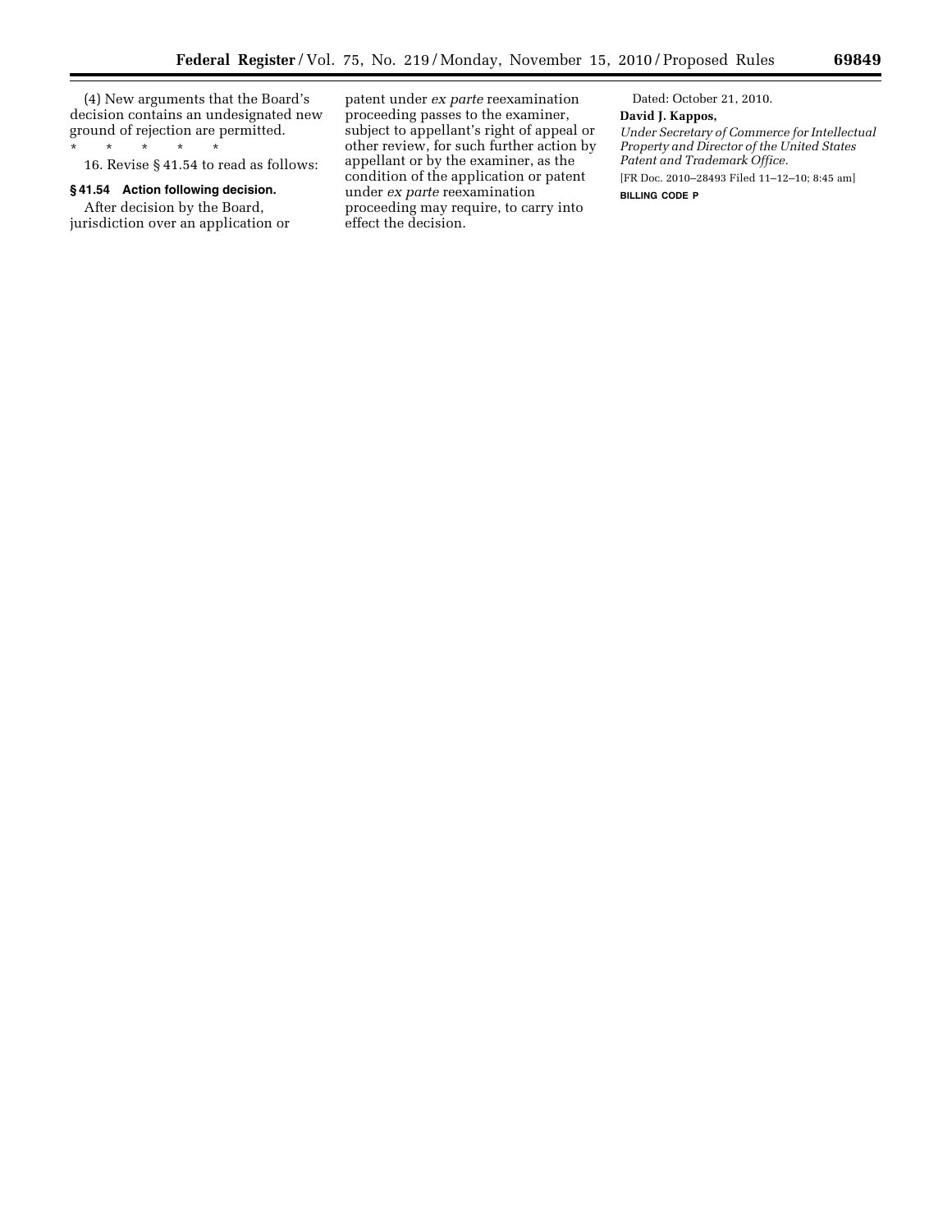(4) New arguments that the Board's decision contains an undesignated new ground of rejection are permitted.

\* \* \* \* \*

16. Revise § 41.54 to read as follows:

**§ 41.54 Action following decision.**

After decision by the Board, jurisdiction over an application or patent under *ex parte* reexamination proceeding passes to the examiner, subject to appellant's right of appeal or other review, for such further action by appellant or by the examiner, as the condition of the application or patent under *ex parte* reexamination proceeding may require, to carry into effect the decision.

Dated: October 21, 2010.

**David J. Kappos,**

*Under Secretary of Commerce for Intellectual Property and Director of the United States Patent and Trademark Office.*

[FR Doc. 2010–28493 Filed 11–12–10; 8:45 am]

BILLING CODE P